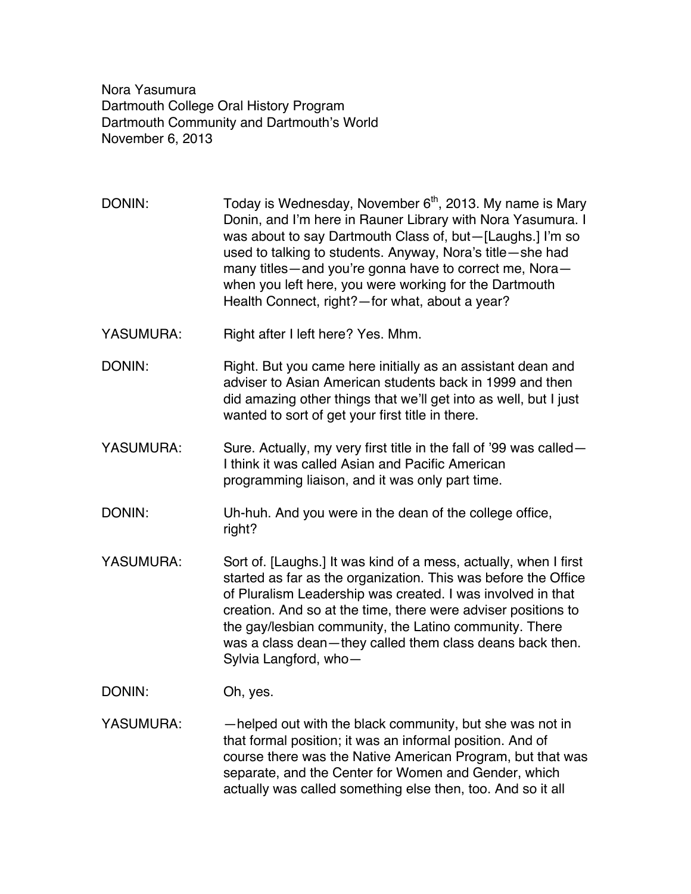Nora Yasumura
Dartmouth College Oral History Program
Dartmouth Community and Dartmouth's World
November 6, 2013

DONIN: Today is Wednesday, November 6th, 2013. My name is Mary Donin, and I'm here in Rauner Library with Nora Yasumura. I was about to say Dartmouth Class of, but—[Laughs.] I'm so used to talking to students. Anyway, Nora's title—she had many titles—and you're gonna have to correct me, Nora—when you left here, you were working for the Dartmouth Health Connect, right?—for what, about a year?

YASUMURA: Right after I left here? Yes. Mhm.

DONIN: Right. But you came here initially as an assistant dean and adviser to Asian American students back in 1999 and then did amazing other things that we'll get into as well, but I just wanted to sort of get your first title in there.

YASUMURA: Sure. Actually, my very first title in the fall of '99 was called—I think it was called Asian and Pacific American programming liaison, and it was only part time.

DONIN: Uh-huh. And you were in the dean of the college office, right?

YASUMURA: Sort of. [Laughs.] It was kind of a mess, actually, when I first started as far as the organization. This was before the Office of Pluralism Leadership was created. I was involved in that creation. And so at the time, there were adviser positions to the gay/lesbian community, the Latino community. There was a class dean—they called them class deans back then. Sylvia Langford, who—

DONIN: Oh, yes.

YASUMURA: —helped out with the black community, but she was not in that formal position; it was an informal position. And of course there was the Native American Program, but that was separate, and the Center for Women and Gender, which actually was called something else then, too. And so it all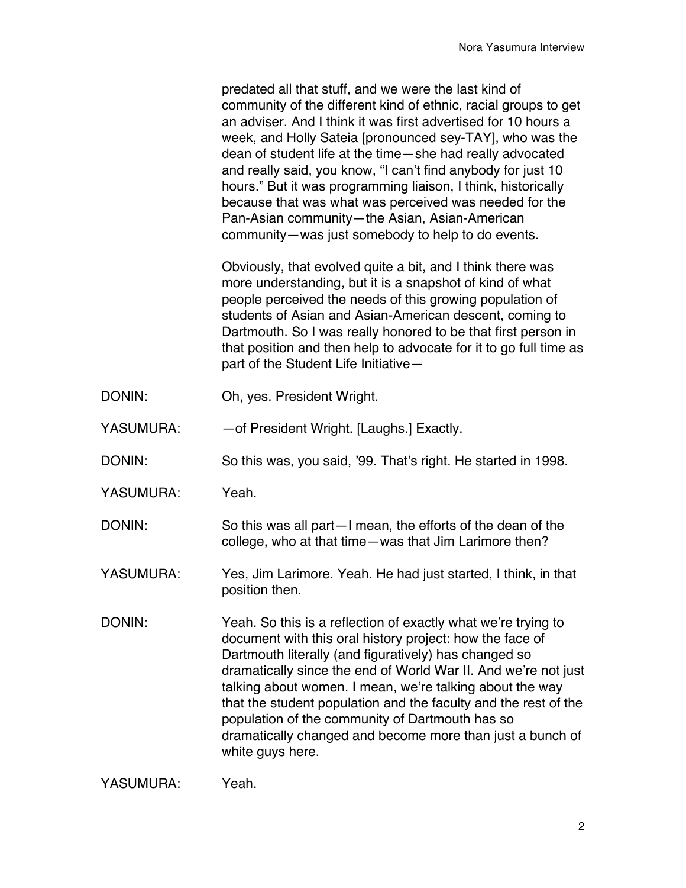predated all that stuff, and we were the last kind of community of the different kind of ethnic, racial groups to get an adviser. And I think it was first advertised for 10 hours a week, and Holly Sateia [pronounced sey-TAY], who was the dean of student life at the time—she had really advocated and really said, you know, "I can't find anybody for just 10 hours." But it was programming liaison, I think, historically because that was what was perceived was needed for the Pan-Asian community—the Asian, Asian-American community—was just somebody to help to do events.

Obviously, that evolved quite a bit, and I think there was more understanding, but it is a snapshot of kind of what people perceived the needs of this growing population of students of Asian and Asian-American descent, coming to Dartmouth. So I was really honored to be that first person in that position and then help to advocate for it to go full time as part of the Student Life Initiative—

DONIN: Oh, yes. President Wright.

YASUMURA: —of President Wright. [Laughs.] Exactly.

DONIN: So this was, you said, '99. That's right. He started in 1998.

YASUMURA: Yeah.

DONIN: So this was all part—I mean, the efforts of the dean of the college, who at that time—was that Jim Larimore then?

YASUMURA: Yes, Jim Larimore. Yeah. He had just started, I think, in that position then.

DONIN: Yeah. So this is a reflection of exactly what we're trying to document with this oral history project: how the face of Dartmouth literally (and figuratively) has changed so dramatically since the end of World War II. And we're not just talking about women. I mean, we're talking about the way that the student population and the faculty and the rest of the population of the community of Dartmouth has so dramatically changed and become more than just a bunch of white guys here.

YASUMURA: Yeah.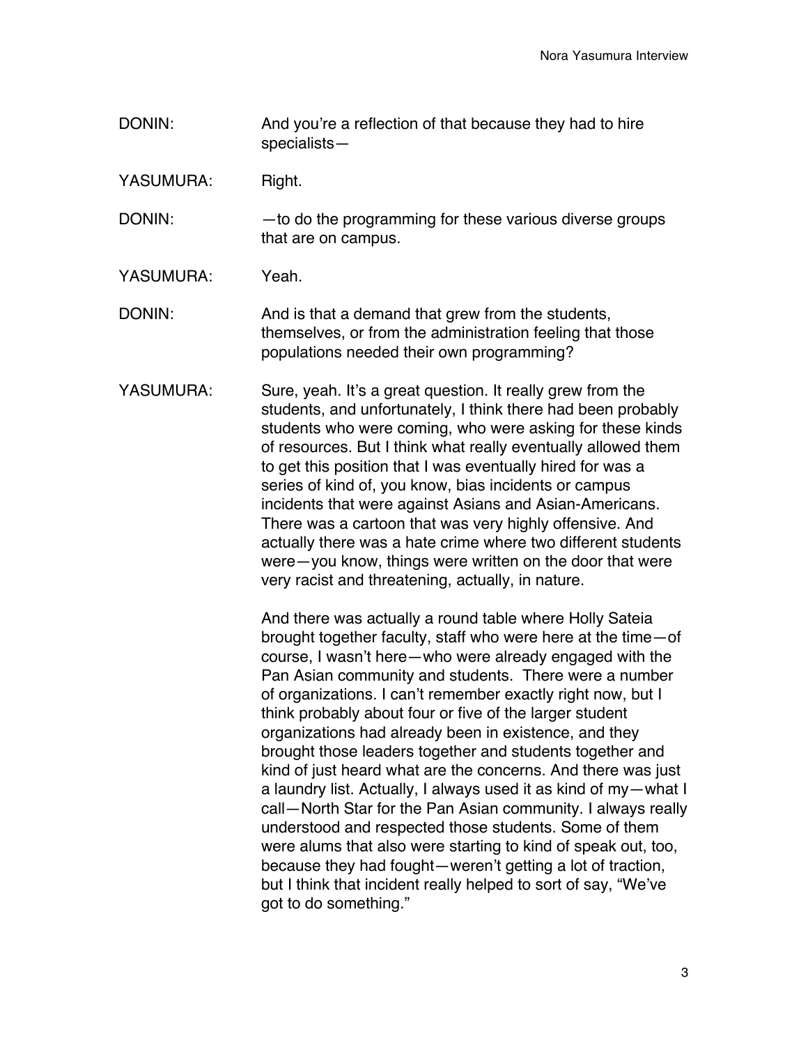DONIN: And you're a reflection of that because they had to hire specialists—

YASUMURA: Right.

DONIN: —to do the programming for these various diverse groups that are on campus.

YASUMURA: Yeah.

DONIN: And is that a demand that grew from the students, themselves, or from the administration feeling that those populations needed their own programming?

YASUMURA: Sure, yeah. It's a great question. It really grew from the students, and unfortunately, I think there had been probably students who were coming, who were asking for these kinds of resources. But I think what really eventually allowed them to get this position that I was eventually hired for was a series of kind of, you know, bias incidents or campus incidents that were against Asians and Asian-Americans. There was a cartoon that was very highly offensive. And actually there was a hate crime where two different students were—you know, things were written on the door that were very racist and threatening, actually, in nature.

And there was actually a round table where Holly Sateia brought together faculty, staff who were here at the time—of course, I wasn't here—who were already engaged with the Pan Asian community and students. There were a number of organizations. I can't remember exactly right now, but I think probably about four or five of the larger student organizations had already been in existence, and they brought those leaders together and students together and kind of just heard what are the concerns. And there was just a laundry list. Actually, I always used it as kind of my—what I call—North Star for the Pan Asian community. I always really understood and respected those students. Some of them were alums that also were starting to kind of speak out, too, because they had fought—weren't getting a lot of traction, but I think that incident really helped to sort of say, "We've got to do something."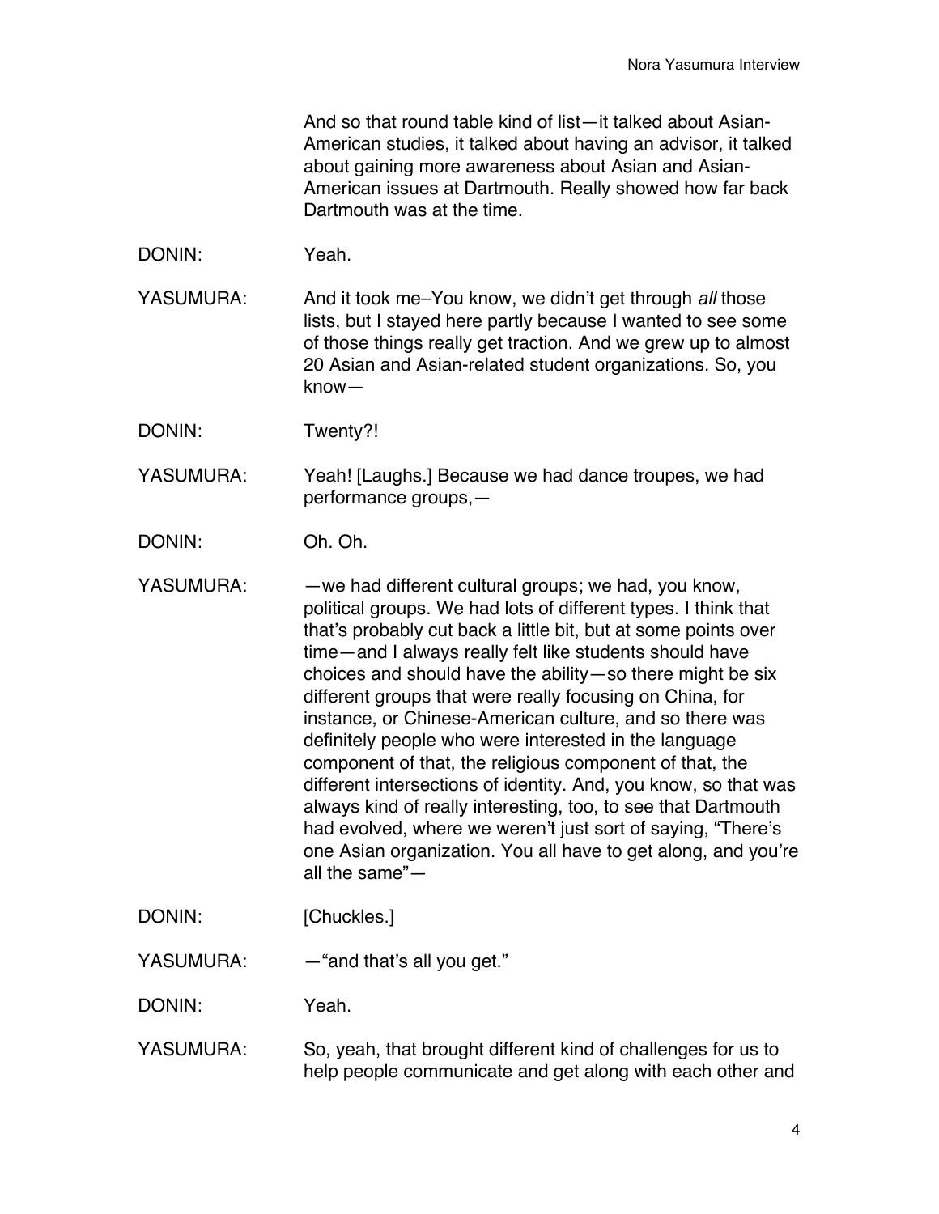And so that round table kind of list—it talked about Asian-American studies, it talked about having an advisor, it talked about gaining more awareness about Asian and Asian-American issues at Dartmouth. Really showed how far back Dartmouth was at the time.

DONIN: Yeah.

YASUMURA: And it took me–You know, we didn't get through *all* those lists, but I stayed here partly because I wanted to see some of those things really get traction. And we grew up to almost 20 Asian and Asian-related student organizations. So, you know—

DONIN: Twenty?!

YASUMURA: Yeah! [Laughs.] Because we had dance troupes, we had performance groups,—

DONIN: Oh. Oh.

YASUMURA: —we had different cultural groups; we had, you know, political groups. We had lots of different types. I think that that's probably cut back a little bit, but at some points over time—and I always really felt like students should have choices and should have the ability—so there might be six different groups that were really focusing on China, for instance, or Chinese-American culture, and so there was definitely people who were interested in the language component of that, the religious component of that, the different intersections of identity. And, you know, so that was always kind of really interesting, too, to see that Dartmouth had evolved, where we weren't just sort of saying, "There's one Asian organization. You all have to get along, and you're all the same"—

DONIN: [Chuckles.]

YASUMURA: —"and that's all you get."

DONIN: Yeah.

YASUMURA: So, yeah, that brought different kind of challenges for us to help people communicate and get along with each other and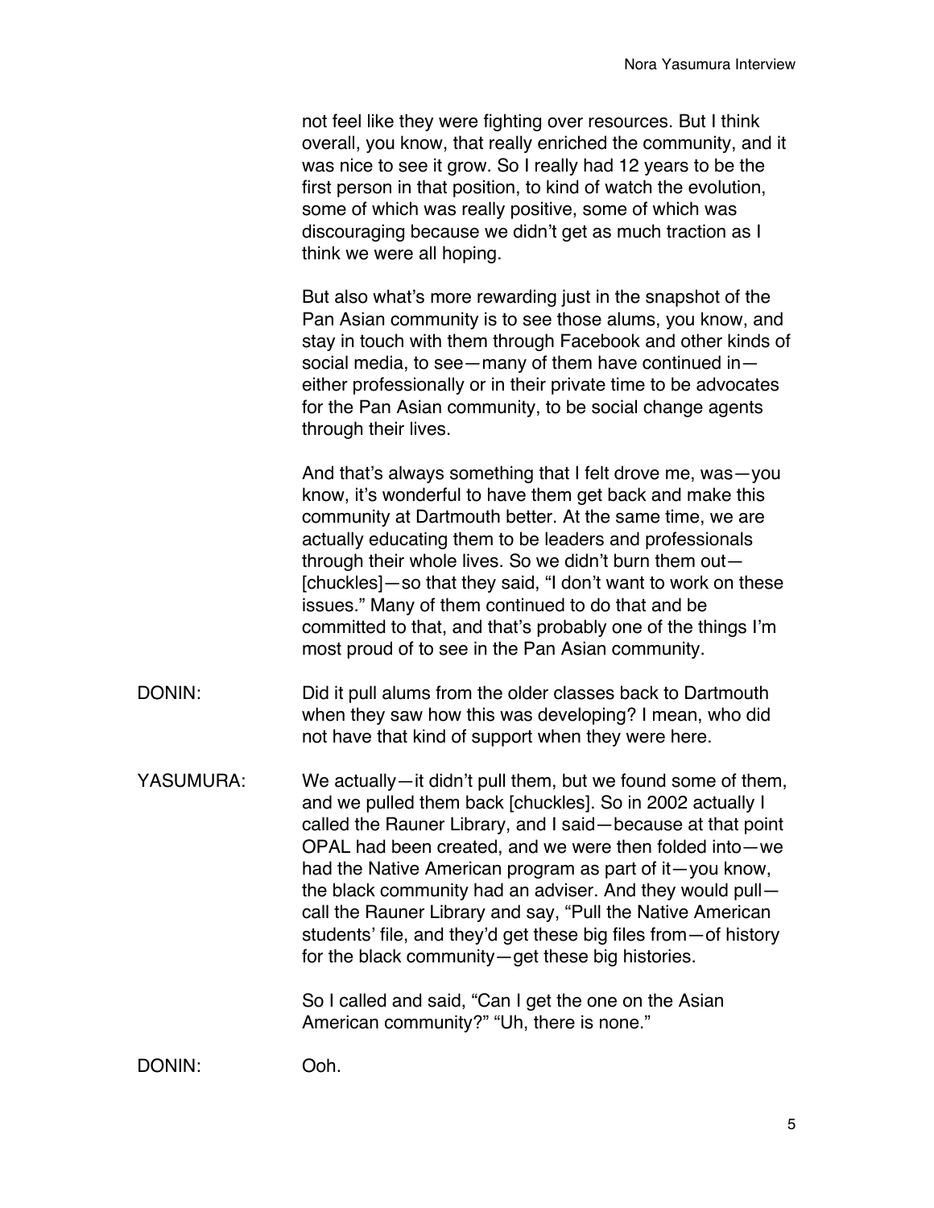not feel like they were fighting over resources. But I think overall, you know, that really enriched the community, and it was nice to see it grow. So I really had 12 years to be the first person in that position, to kind of watch the evolution, some of which was really positive, some of which was discouraging because we didn't get as much traction as I think we were all hoping.

But also what's more rewarding just in the snapshot of the Pan Asian community is to see those alums, you know, and stay in touch with them through Facebook and other kinds of social media, to see—many of them have continued in—either professionally or in their private time to be advocates for the Pan Asian community, to be social change agents through their lives.

And that's always something that I felt drove me, was—you know, it's wonderful to have them get back and make this community at Dartmouth better. At the same time, we are actually educating them to be leaders and professionals through their whole lives. So we didn't burn them out—[chuckles]—so that they said, "I don't want to work on these issues." Many of them continued to do that and be committed to that, and that's probably one of the things I'm most proud of to see in the Pan Asian community.

DONIN: Did it pull alums from the older classes back to Dartmouth when they saw how this was developing? I mean, who did not have that kind of support when they were here.

YASUMURA: We actually—it didn't pull them, but we found some of them, and we pulled them back [chuckles]. So in 2002 actually I called the Rauner Library, and I said—because at that point OPAL had been created, and we were then folded into—we had the Native American program as part of it—you know, the black community had an adviser. And they would pull—call the Rauner Library and say, "Pull the Native American students' file, and they'd get these big files from—of history for the black community—get these big histories.

So I called and said, "Can I get the one on the Asian American community?" "Uh, there is none."

DONIN: Ooh.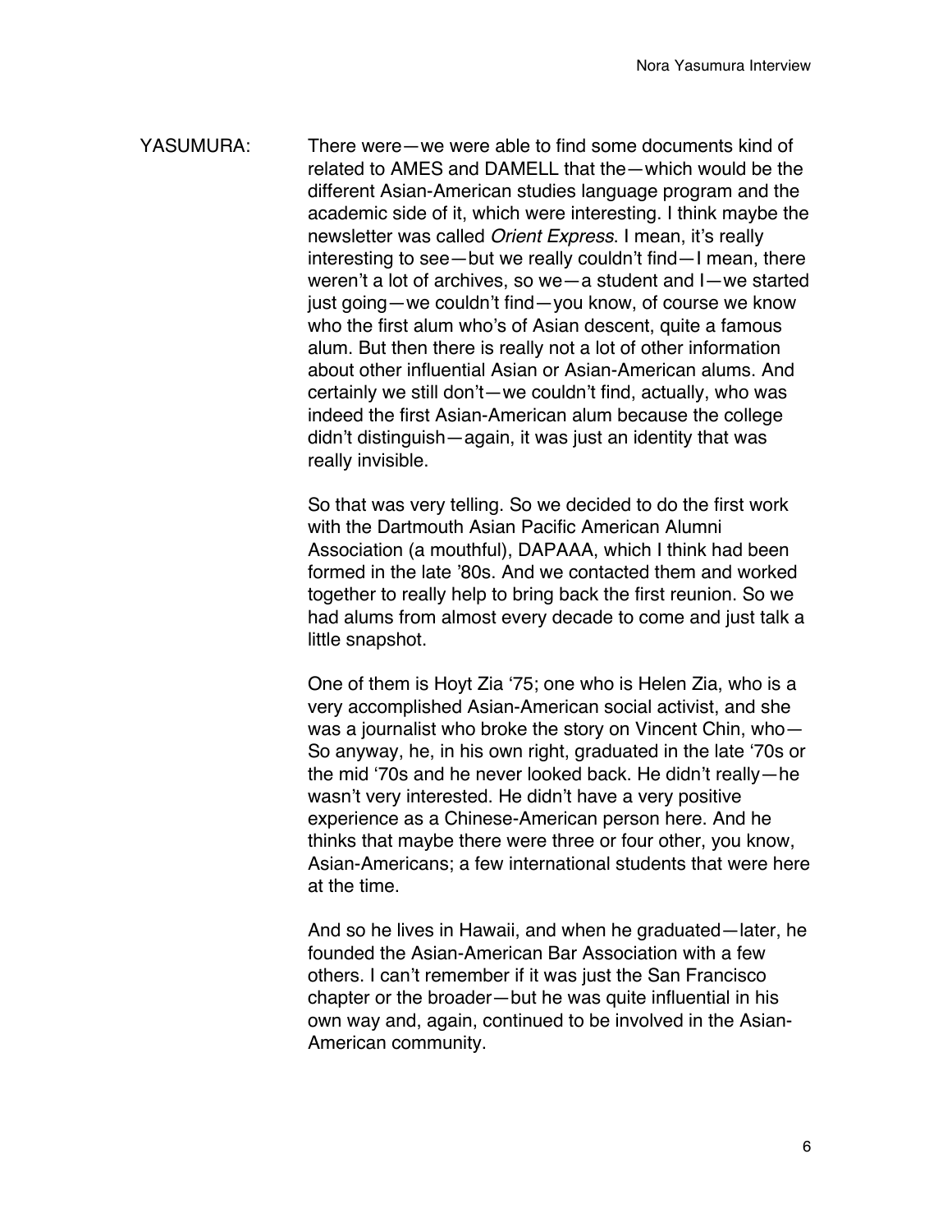YASUMURA: There were—we were able to find some documents kind of related to AMES and DAMELL that the—which would be the different Asian-American studies language program and the academic side of it, which were interesting. I think maybe the newsletter was called *Orient Express*. I mean, it's really interesting to see—but we really couldn't find—I mean, there weren't a lot of archives, so we—a student and I—we started just going—we couldn't find—you know, of course we know who the first alum who's of Asian descent, quite a famous alum. But then there is really not a lot of other information about other influential Asian or Asian-American alums. And certainly we still don't—we couldn't find, actually, who was indeed the first Asian-American alum because the college didn't distinguish—again, it was just an identity that was really invisible.

So that was very telling. So we decided to do the first work with the Dartmouth Asian Pacific American Alumni Association (a mouthful), DAPAAA, which I think had been formed in the late '80s. And we contacted them and worked together to really help to bring back the first reunion. So we had alums from almost every decade to come and just talk a little snapshot.

One of them is Hoyt Zia '75; one who is Helen Zia, who is a very accomplished Asian-American social activist, and she was a journalist who broke the story on Vincent Chin, who—So anyway, he, in his own right, graduated in the late '70s or the mid '70s and he never looked back. He didn't really—he wasn't very interested. He didn't have a very positive experience as a Chinese-American person here. And he thinks that maybe there were three or four other, you know, Asian-Americans; a few international students that were here at the time.

And so he lives in Hawaii, and when he graduated—later, he founded the Asian-American Bar Association with a few others. I can't remember if it was just the San Francisco chapter or the broader—but he was quite influential in his own way and, again, continued to be involved in the Asian-American community.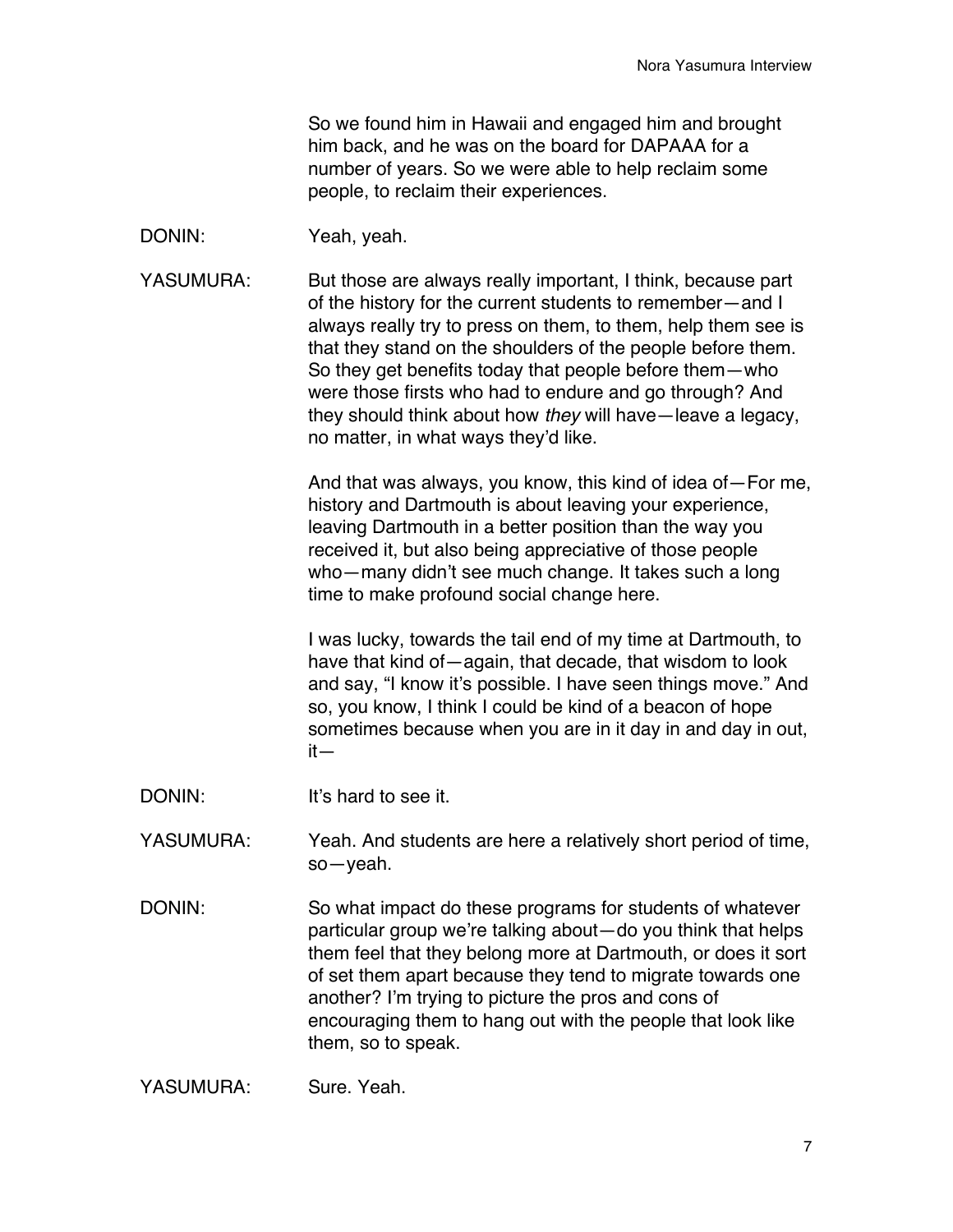So we found him in Hawaii and engaged him and brought him back, and he was on the board for DAPAAA for a number of years. So we were able to help reclaim some people, to reclaim their experiences.

DONIN: Yeah, yeah.

YASUMURA: But those are always really important, I think, because part of the history for the current students to remember—and I always really try to press on them, to them, help them see is that they stand on the shoulders of the people before them. So they get benefits today that people before them—who were those firsts who had to endure and go through? And they should think about how *they* will have—leave a legacy, no matter, in what ways they'd like.

And that was always, you know, this kind of idea of—For me, history and Dartmouth is about leaving your experience, leaving Dartmouth in a better position than the way you received it, but also being appreciative of those people who—many didn't see much change. It takes such a long time to make profound social change here.

I was lucky, towards the tail end of my time at Dartmouth, to have that kind of—again, that decade, that wisdom to look and say, "I know it's possible. I have seen things move." And so, you know, I think I could be kind of a beacon of hope sometimes because when you are in it day in and day in out, it—

DONIN: It's hard to see it.

YASUMURA: Yeah. And students are here a relatively short period of time, so—yeah.

DONIN: So what impact do these programs for students of whatever particular group we're talking about—do you think that helps them feel that they belong more at Dartmouth, or does it sort of set them apart because they tend to migrate towards one another? I'm trying to picture the pros and cons of encouraging them to hang out with the people that look like them, so to speak.

YASUMURA: Sure. Yeah.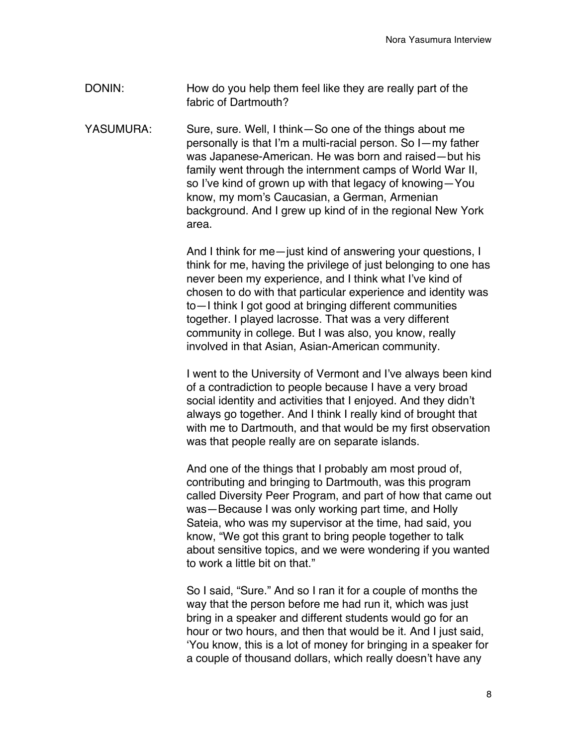DONIN: How do you help them feel like they are really part of the fabric of Dartmouth?

YASUMURA: Sure, sure. Well, I think—So one of the things about me personally is that I'm a multi-racial person. So I—my father was Japanese-American. He was born and raised—but his family went through the internment camps of World War II, so I've kind of grown up with that legacy of knowing—You know, my mom's Caucasian, a German, Armenian background. And I grew up kind of in the regional New York area.

And I think for me—just kind of answering your questions, I think for me, having the privilege of just belonging to one has never been my experience, and I think what I've kind of chosen to do with that particular experience and identity was to—I think I got good at bringing different communities together. I played lacrosse. That was a very different community in college. But I was also, you know, really involved in that Asian, Asian-American community.

I went to the University of Vermont and I've always been kind of a contradiction to people because I have a very broad social identity and activities that I enjoyed. And they didn't always go together. And I think I really kind of brought that with me to Dartmouth, and that would be my first observation was that people really are on separate islands.

And one of the things that I probably am most proud of, contributing and bringing to Dartmouth, was this program called Diversity Peer Program, and part of how that came out was—Because I was only working part time, and Holly Sateia, who was my supervisor at the time, had said, you know, "We got this grant to bring people together to talk about sensitive topics, and we were wondering if you wanted to work a little bit on that."

So I said, "Sure." And so I ran it for a couple of months the way that the person before me had run it, which was just bring in a speaker and different students would go for an hour or two hours, and then that would be it. And I just said, 'You know, this is a lot of money for bringing in a speaker for a couple of thousand dollars, which really doesn't have any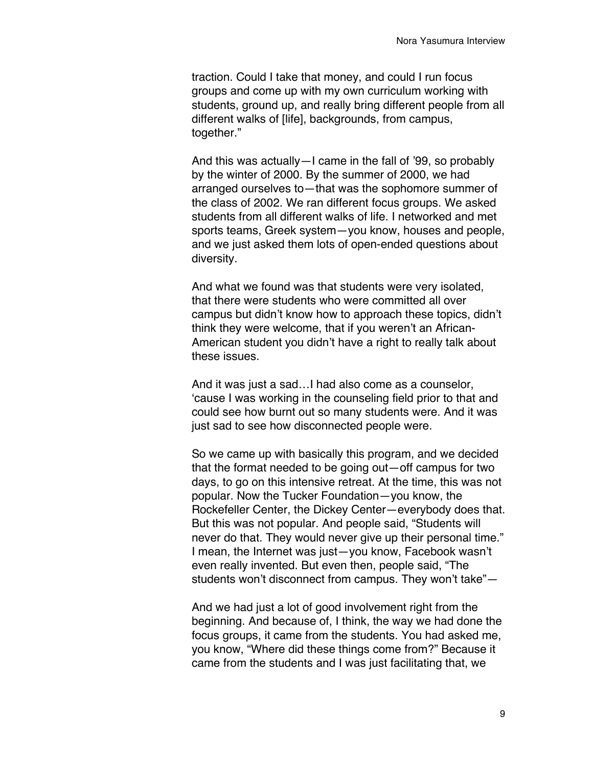traction. Could I take that money, and could I run focus groups and come up with my own curriculum working with students, ground up, and really bring different people from all different walks of [life], backgrounds, from campus, together."

And this was actually—I came in the fall of '99, so probably by the winter of 2000. By the summer of 2000, we had arranged ourselves to—that was the sophomore summer of the class of 2002. We ran different focus groups. We asked students from all different walks of life. I networked and met sports teams, Greek system—you know, houses and people, and we just asked them lots of open-ended questions about diversity.

And what we found was that students were very isolated, that there were students who were committed all over campus but didn't know how to approach these topics, didn't think they were welcome, that if you weren't an African-American student you didn't have a right to really talk about these issues.

And it was just a sad…I had also come as a counselor, 'cause I was working in the counseling field prior to that and could see how burnt out so many students were. And it was just sad to see how disconnected people were.

So we came up with basically this program, and we decided that the format needed to be going out—off campus for two days, to go on this intensive retreat. At the time, this was not popular. Now the Tucker Foundation—you know, the Rockefeller Center, the Dickey Center—everybody does that. But this was not popular. And people said, "Students will never do that. They would never give up their personal time." I mean, the Internet was just—you know, Facebook wasn't even really invented. But even then, people said, "The students won't disconnect from campus. They won't take"—

And we had just a lot of good involvement right from the beginning. And because of, I think, the way we had done the focus groups, it came from the students. You had asked me, you know, "Where did these things come from?" Because it came from the students and I was just facilitating that, we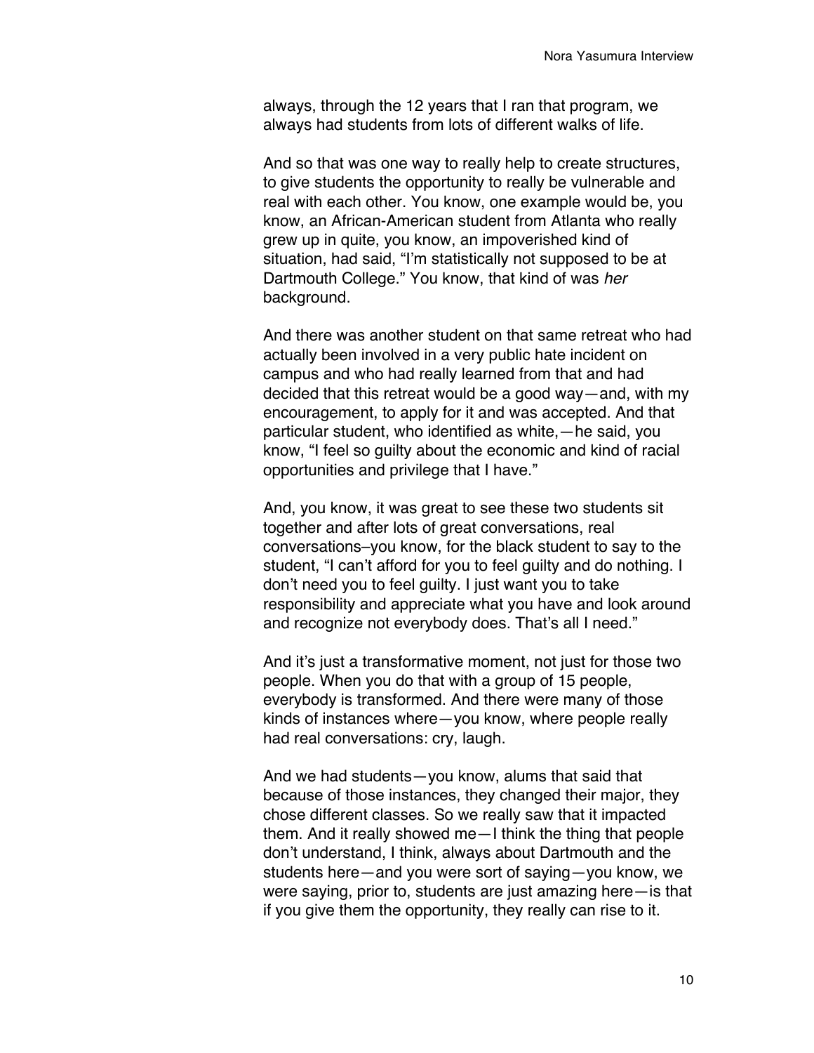always, through the 12 years that I ran that program, we always had students from lots of different walks of life.

And so that was one way to really help to create structures, to give students the opportunity to really be vulnerable and real with each other. You know, one example would be, you know, an African-American student from Atlanta who really grew up in quite, you know, an impoverished kind of situation, had said, "I'm statistically not supposed to be at Dartmouth College." You know, that kind of was *her* background.

And there was another student on that same retreat who had actually been involved in a very public hate incident on campus and who had really learned from that and had decided that this retreat would be a good way—and, with my encouragement, to apply for it and was accepted. And that particular student, who identified as white,—he said, you know, "I feel so guilty about the economic and kind of racial opportunities and privilege that I have."

And, you know, it was great to see these two students sit together and after lots of great conversations, real conversations–you know, for the black student to say to the student, "I can't afford for you to feel guilty and do nothing. I don't need you to feel guilty. I just want you to take responsibility and appreciate what you have and look around and recognize not everybody does. That's all I need."

And it's just a transformative moment, not just for those two people. When you do that with a group of 15 people, everybody is transformed. And there were many of those kinds of instances where—you know, where people really had real conversations: cry, laugh.

And we had students—you know, alums that said that because of those instances, they changed their major, they chose different classes. So we really saw that it impacted them. And it really showed me—I think the thing that people don't understand, I think, always about Dartmouth and the students here—and you were sort of saying—you know, we were saying, prior to, students are just amazing here—is that if you give them the opportunity, they really can rise to it.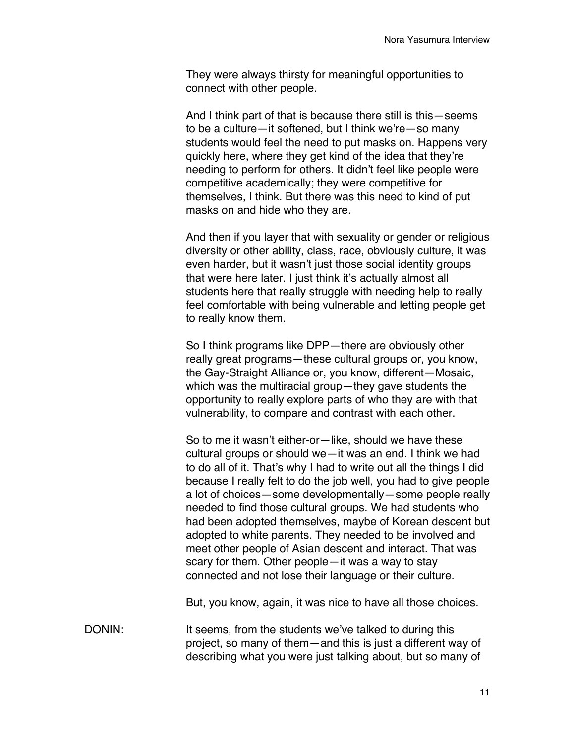They were always thirsty for meaningful opportunities to connect with other people.

And I think part of that is because there still is this—seems to be a culture—it softened, but I think we're—so many students would feel the need to put masks on. Happens very quickly here, where they get kind of the idea that they're needing to perform for others. It didn't feel like people were competitive academically; they were competitive for themselves, I think. But there was this need to kind of put masks on and hide who they are.

And then if you layer that with sexuality or gender or religious diversity or other ability, class, race, obviously culture, it was even harder, but it wasn't just those social identity groups that were here later. I just think it's actually almost all students here that really struggle with needing help to really feel comfortable with being vulnerable and letting people get to really know them.

So I think programs like DPP—there are obviously other really great programs—these cultural groups or, you know, the Gay-Straight Alliance or, you know, different—Mosaic, which was the multiracial group—they gave students the opportunity to really explore parts of who they are with that vulnerability, to compare and contrast with each other.

So to me it wasn't either-or—like, should we have these cultural groups or should we—it was an end. I think we had to do all of it. That's why I had to write out all the things I did because I really felt to do the job well, you had to give people a lot of choices—some developmentally—some people really needed to find those cultural groups. We had students who had been adopted themselves, maybe of Korean descent but adopted to white parents. They needed to be involved and meet other people of Asian descent and interact. That was scary for them. Other people—it was a way to stay connected and not lose their language or their culture.

But, you know, again, it was nice to have all those choices.

DONIN: It seems, from the students we've talked to during this project, so many of them—and this is just a different way of describing what you were just talking about, but so many of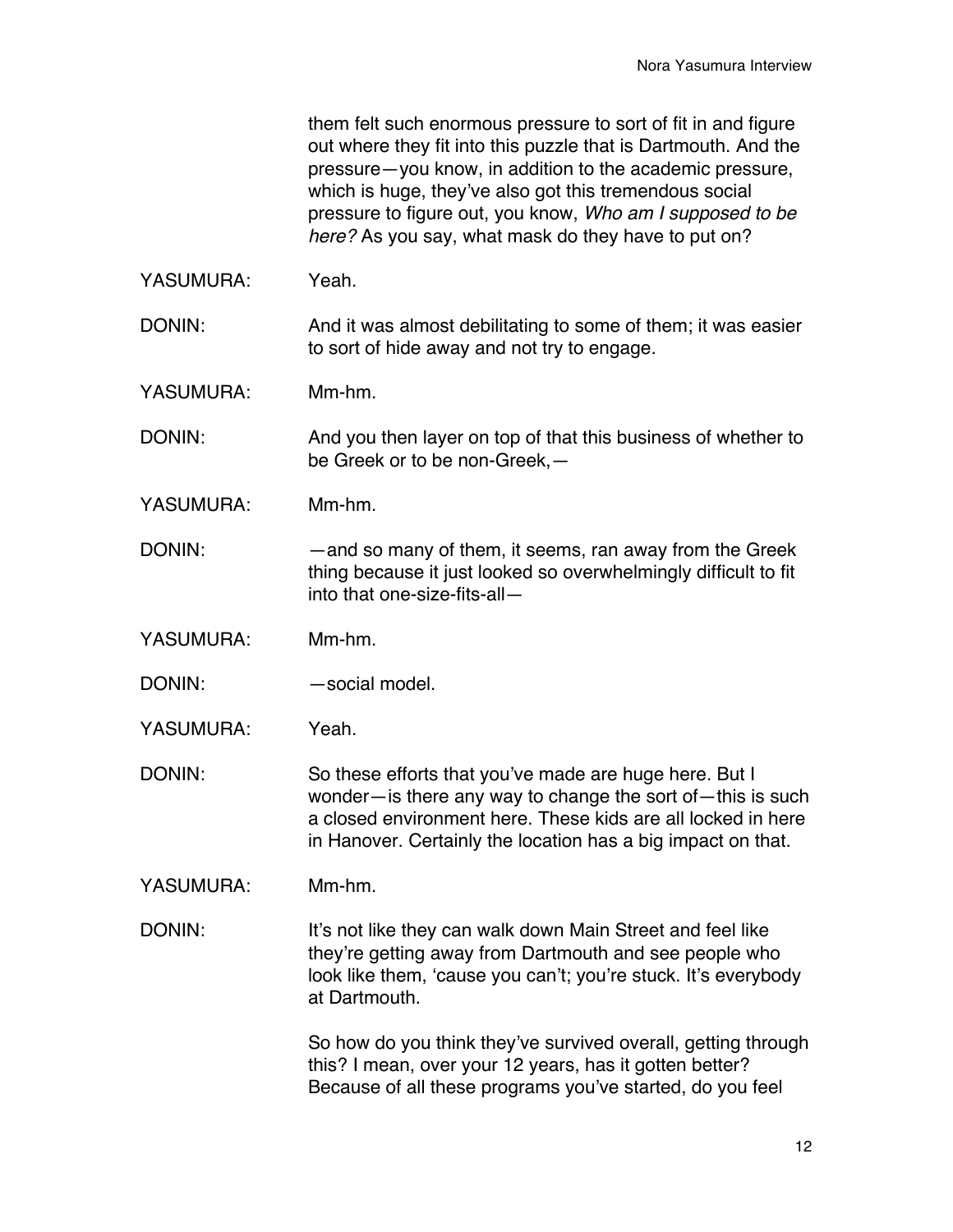them felt such enormous pressure to sort of fit in and figure out where they fit into this puzzle that is Dartmouth. And the pressure—you know, in addition to the academic pressure, which is huge, they've also got this tremendous social pressure to figure out, you know, *Who am I supposed to be here?* As you say, what mask do they have to put on?

YASUMURA: Yeah.

DONIN: And it was almost debilitating to some of them; it was easier to sort of hide away and not try to engage.

YASUMURA: Mm-hm.

DONIN: And you then layer on top of that this business of whether to be Greek or to be non-Greek,—

YASUMURA: Mm-hm.

DONIN: —and so many of them, it seems, ran away from the Greek thing because it just looked so overwhelmingly difficult to fit into that one-size-fits-all—

YASUMURA: Mm-hm.

DONIN: —social model.

YASUMURA: Yeah.

DONIN: So these efforts that you've made are huge here. But I wonder—is there any way to change the sort of—this is such a closed environment here. These kids are all locked in here in Hanover. Certainly the location has a big impact on that.

YASUMURA: Mm-hm.

DONIN: It's not like they can walk down Main Street and feel like they're getting away from Dartmouth and see people who look like them, 'cause you can't; you're stuck. It's everybody at Dartmouth.

So how do you think they've survived overall, getting through this? I mean, over your 12 years, has it gotten better? Because of all these programs you've started, do you feel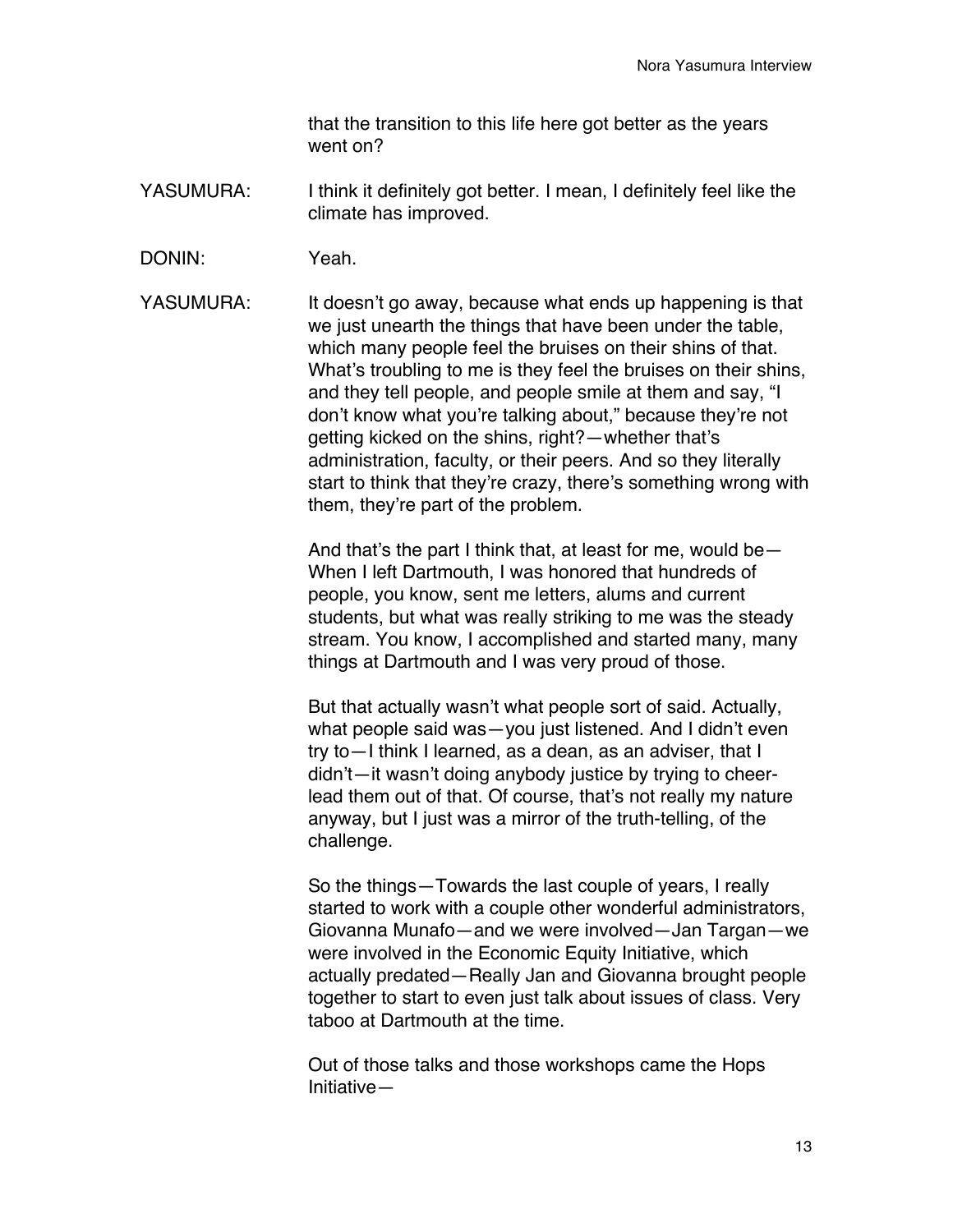that the transition to this life here got better as the years went on?

YASUMURA: I think it definitely got better. I mean, I definitely feel like the climate has improved.

DONIN: Yeah.

YASUMURA: It doesn't go away, because what ends up happening is that we just unearth the things that have been under the table, which many people feel the bruises on their shins of that. What's troubling to me is they feel the bruises on their shins, and they tell people, and people smile at them and say, "I don't know what you're talking about," because they're not getting kicked on the shins, right?—whether that's administration, faculty, or their peers. And so they literally start to think that they're crazy, there's something wrong with them, they're part of the problem.

And that's the part I think that, at least for me, would be—When I left Dartmouth, I was honored that hundreds of people, you know, sent me letters, alums and current students, but what was really striking to me was the steady stream. You know, I accomplished and started many, many things at Dartmouth and I was very proud of those.

But that actually wasn't what people sort of said. Actually, what people said was—you just listened. And I didn't even try to—I think I learned, as a dean, as an adviser, that I didn't—it wasn't doing anybody justice by trying to cheer-lead them out of that. Of course, that's not really my nature anyway, but I just was a mirror of the truth-telling, of the challenge.

So the things—Towards the last couple of years, I really started to work with a couple other wonderful administrators, Giovanna Munafo—and we were involved—Jan Targan—we were involved in the Economic Equity Initiative, which actually predated—Really Jan and Giovanna brought people together to start to even just talk about issues of class. Very taboo at Dartmouth at the time.

Out of those talks and those workshops came the Hops Initiative—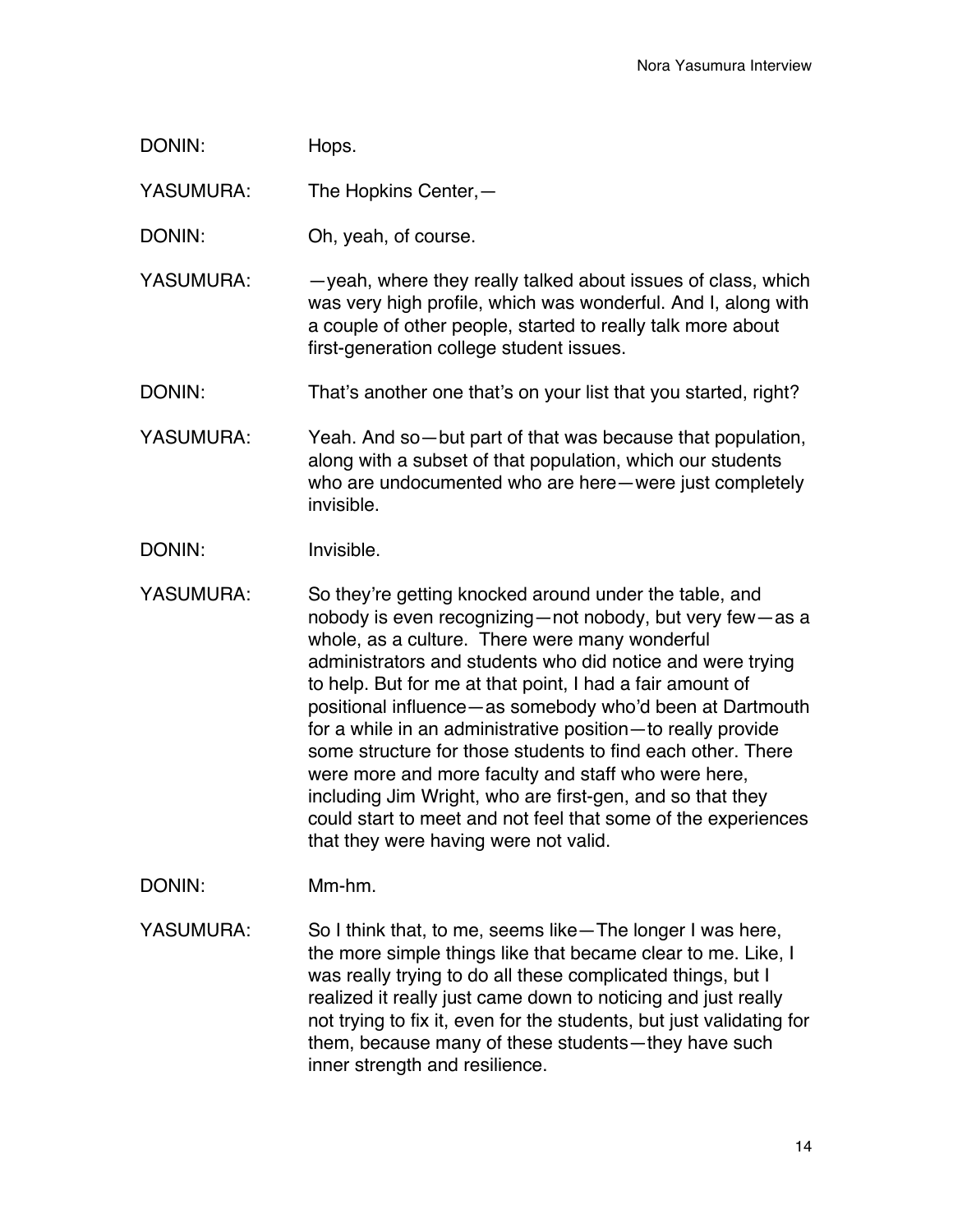DONIN: Hops.

YASUMURA: The Hopkins Center,—

DONIN: Oh, yeah, of course.

YASUMURA: —yeah, where they really talked about issues of class, which was very high profile, which was wonderful. And I, along with a couple of other people, started to really talk more about first-generation college student issues.

DONIN: That's another one that's on your list that you started, right?

YASUMURA: Yeah. And so—but part of that was because that population, along with a subset of that population, which our students who are undocumented who are here—were just completely invisible.

DONIN: Invisible.

YASUMURA: So they're getting knocked around under the table, and nobody is even recognizing—not nobody, but very few—as a whole, as a culture. There were many wonderful administrators and students who did notice and were trying to help. But for me at that point, I had a fair amount of positional influence—as somebody who'd been at Dartmouth for a while in an administrative position—to really provide some structure for those students to find each other. There were more and more faculty and staff who were here, including Jim Wright, who are first-gen, and so that they could start to meet and not feel that some of the experiences that they were having were not valid.

DONIN: Mm-hm.

YASUMURA: So I think that, to me, seems like—The longer I was here, the more simple things like that became clear to me. Like, I was really trying to do all these complicated things, but I realized it really just came down to noticing and just really not trying to fix it, even for the students, but just validating for them, because many of these students—they have such inner strength and resilience.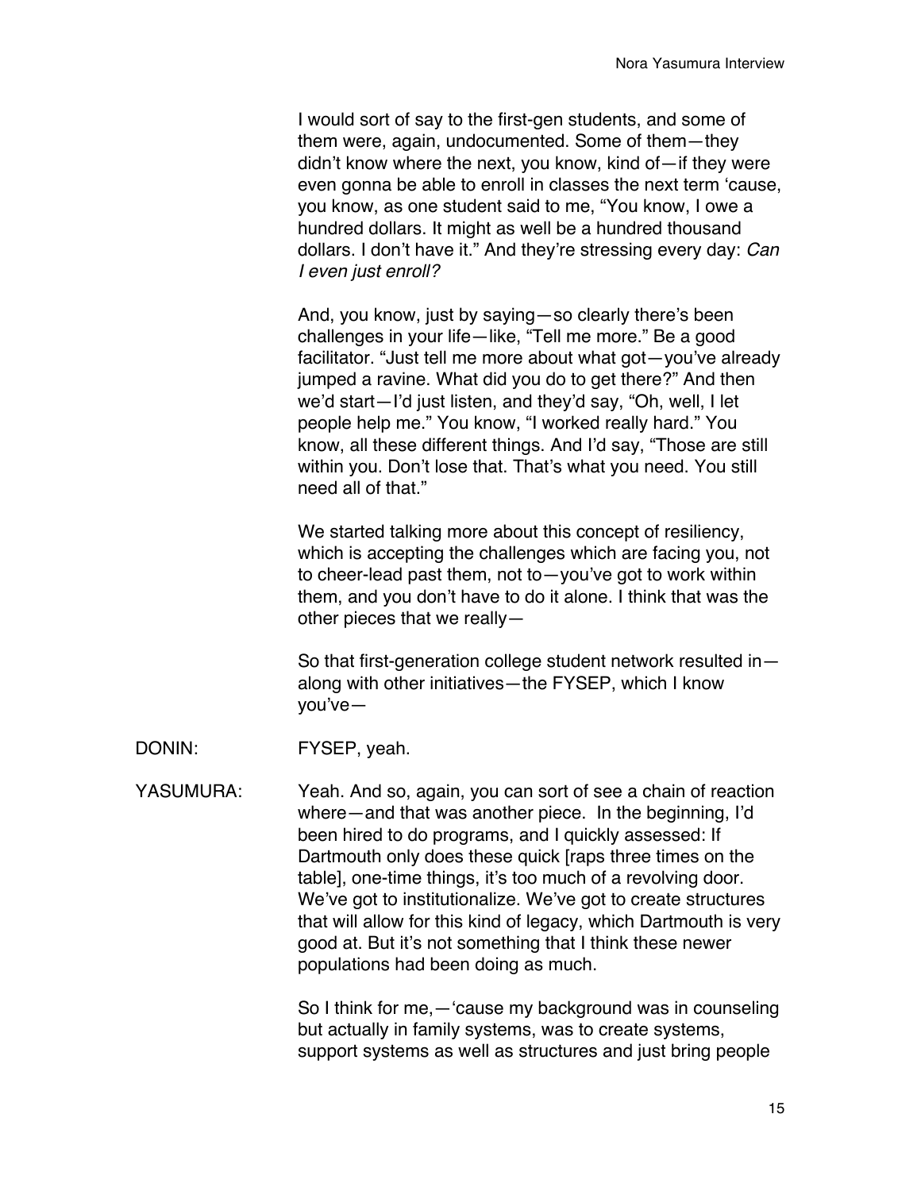I would sort of say to the first-gen students, and some of them were, again, undocumented. Some of them—they didn't know where the next, you know, kind of—if they were even gonna be able to enroll in classes the next term 'cause, you know, as one student said to me, "You know, I owe a hundred dollars. It might as well be a hundred thousand dollars. I don't have it." And they're stressing every day: *Can I even just enroll?*

And, you know, just by saying—so clearly there's been challenges in your life—like, "Tell me more." Be a good facilitator. "Just tell me more about what got—you've already jumped a ravine. What did you do to get there?" And then we'd start—I'd just listen, and they'd say, "Oh, well, I let people help me." You know, "I worked really hard." You know, all these different things. And I'd say, "Those are still within you. Don't lose that. That's what you need. You still need all of that."

We started talking more about this concept of resiliency, which is accepting the challenges which are facing you, not to cheer-lead past them, not to—you've got to work within them, and you don't have to do it alone. I think that was the other pieces that we really—

So that first-generation college student network resulted in—along with other initiatives—the FYSEP, which I know you've—

DONIN: FYSEP, yeah.

YASUMURA: Yeah. And so, again, you can sort of see a chain of reaction where—and that was another piece. In the beginning, I'd been hired to do programs, and I quickly assessed: If Dartmouth only does these quick [raps three times on the table], one-time things, it's too much of a revolving door. We've got to institutionalize. We've got to create structures that will allow for this kind of legacy, which Dartmouth is very good at. But it's not something that I think these newer populations had been doing as much.

So I think for me,—'cause my background was in counseling but actually in family systems, was to create systems, support systems as well as structures and just bring people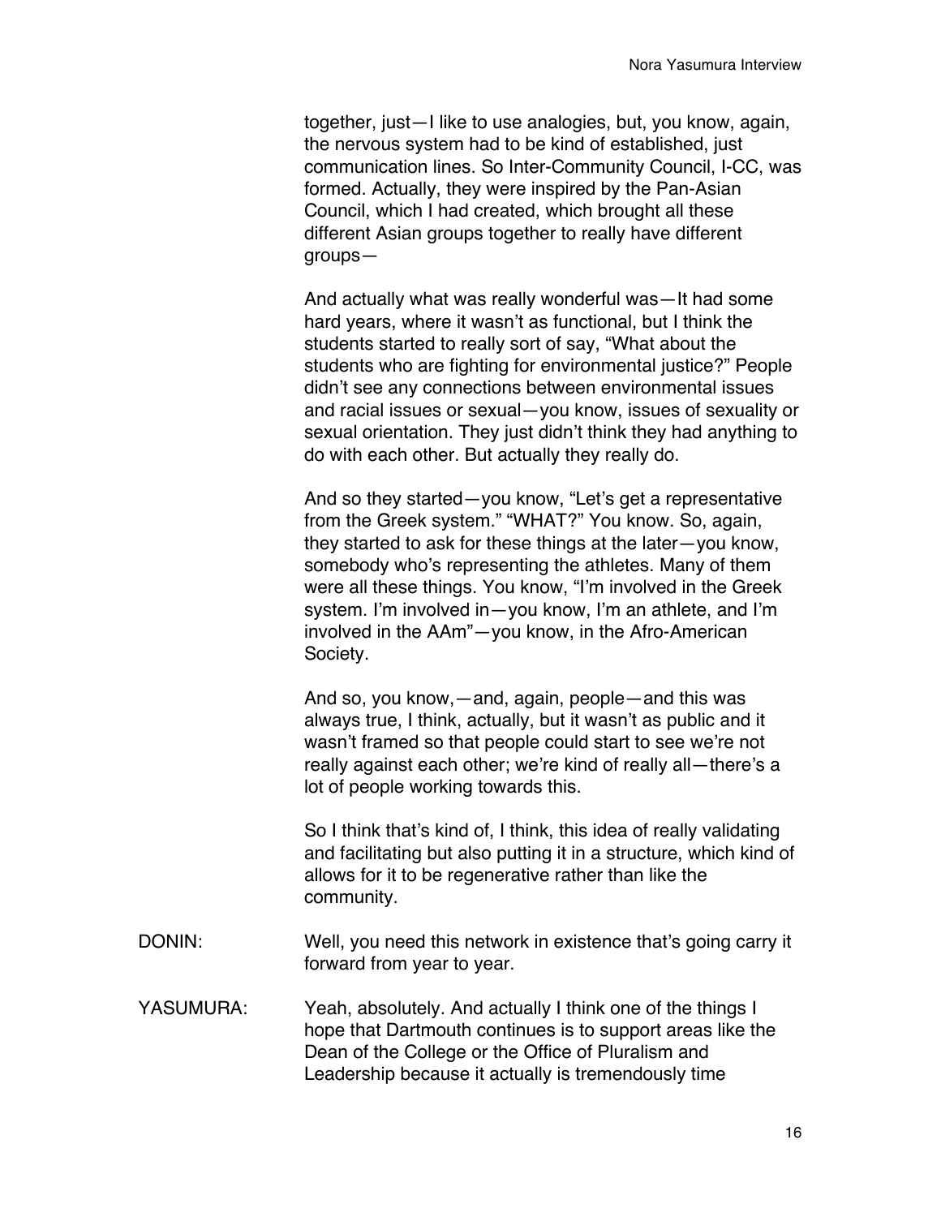together, just—I like to use analogies, but, you know, again, the nervous system had to be kind of established, just communication lines. So Inter-Community Council, I-CC, was formed. Actually, they were inspired by the Pan-Asian Council, which I had created, which brought all these different Asian groups together to really have different groups—

And actually what was really wonderful was—It had some hard years, where it wasn't as functional, but I think the students started to really sort of say, "What about the students who are fighting for environmental justice?" People didn't see any connections between environmental issues and racial issues or sexual—you know, issues of sexuality or sexual orientation. They just didn't think they had anything to do with each other. But actually they really do.

And so they started—you know, "Let's get a representative from the Greek system." "WHAT?" You know. So, again, they started to ask for these things at the later—you know, somebody who's representing the athletes. Many of them were all these things. You know, "I'm involved in the Greek system. I'm involved in—you know, I'm an athlete, and I'm involved in the AAm"—you know, in the Afro-American Society.

And so, you know,—and, again, people—and this was always true, I think, actually, but it wasn't as public and it wasn't framed so that people could start to see we're not really against each other; we're kind of really all—there's a lot of people working towards this.

So I think that's kind of, I think, this idea of really validating and facilitating but also putting it in a structure, which kind of allows for it to be regenerative rather than like the community.

DONIN: Well, you need this network in existence that's going carry it forward from year to year.

YASUMURA: Yeah, absolutely. And actually I think one of the things I hope that Dartmouth continues is to support areas like the Dean of the College or the Office of Pluralism and Leadership because it actually is tremendously time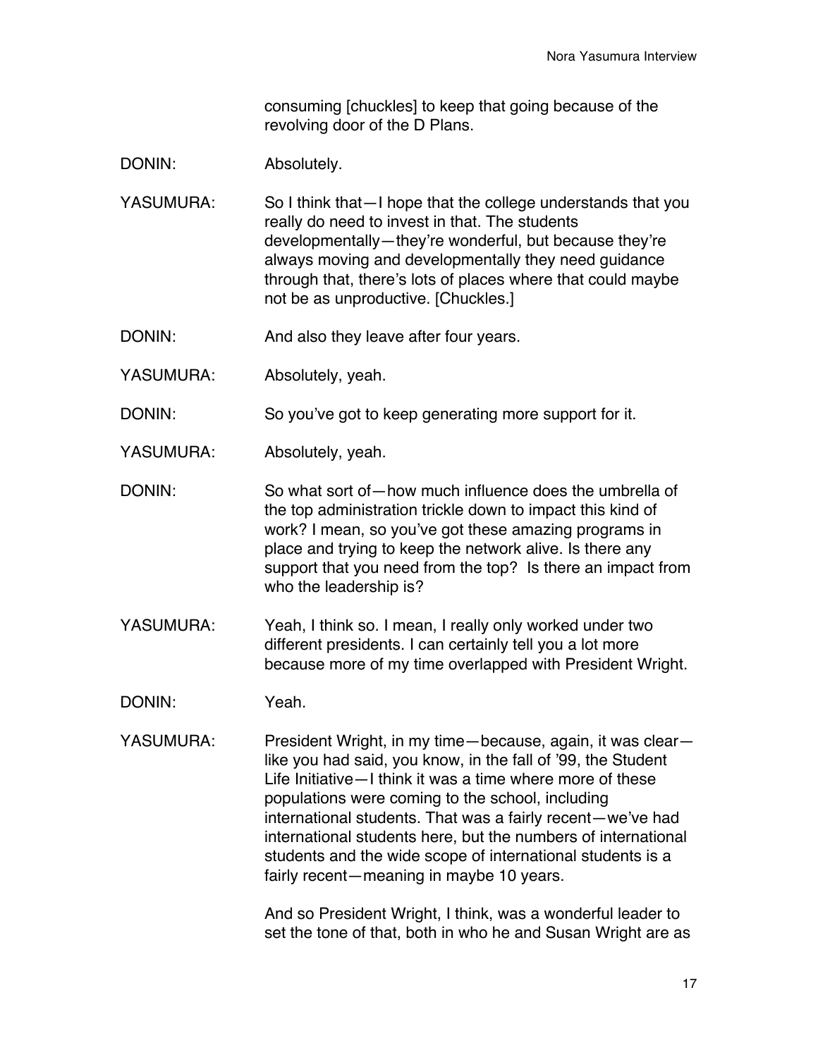consuming [chuckles] to keep that going because of the revolving door of the D Plans.

DONIN: Absolutely.

YASUMURA: So I think that—I hope that the college understands that you really do need to invest in that. The students developmentally—they're wonderful, but because they're always moving and developmentally they need guidance through that, there's lots of places where that could maybe not be as unproductive. [Chuckles.]

DONIN: And also they leave after four years.

YASUMURA: Absolutely, yeah.

DONIN: So you've got to keep generating more support for it.

YASUMURA: Absolutely, yeah.

DONIN: So what sort of—how much influence does the umbrella of the top administration trickle down to impact this kind of work? I mean, so you've got these amazing programs in place and trying to keep the network alive. Is there any support that you need from the top? Is there an impact from who the leadership is?

YASUMURA: Yeah, I think so. I mean, I really only worked under two different presidents. I can certainly tell you a lot more because more of my time overlapped with President Wright.

DONIN: Yeah.

YASUMURA: President Wright, in my time—because, again, it was clear—like you had said, you know, in the fall of '99, the Student Life Initiative—I think it was a time where more of these populations were coming to the school, including international students. That was a fairly recent—we've had international students here, but the numbers of international students and the wide scope of international students is a fairly recent—meaning in maybe 10 years.

And so President Wright, I think, was a wonderful leader to set the tone of that, both in who he and Susan Wright are as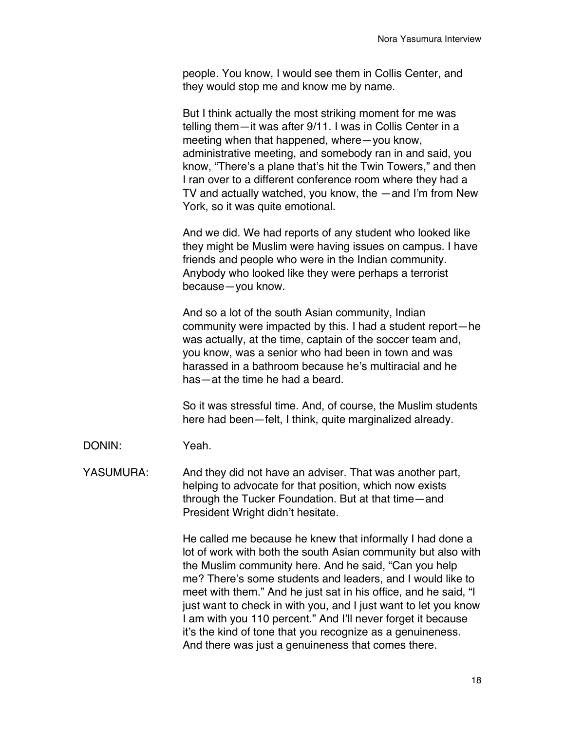people. You know, I would see them in Collis Center, and they would stop me and know me by name.

But I think actually the most striking moment for me was telling them—it was after 9/11. I was in Collis Center in a meeting when that happened, where—you know, administrative meeting, and somebody ran in and said, you know, "There's a plane that's hit the Twin Towers," and then I ran over to a different conference room where they had a TV and actually watched, you know, the —and I'm from New York, so it was quite emotional.

And we did. We had reports of any student who looked like they might be Muslim were having issues on campus. I have friends and people who were in the Indian community. Anybody who looked like they were perhaps a terrorist because—you know.

And so a lot of the south Asian community, Indian community were impacted by this. I had a student report—he was actually, at the time, captain of the soccer team and, you know, was a senior who had been in town and was harassed in a bathroom because he's multiracial and he has—at the time he had a beard.

So it was stressful time. And, of course, the Muslim students here had been—felt, I think, quite marginalized already.

DONIN: Yeah.

YASUMURA: And they did not have an adviser. That was another part, helping to advocate for that position, which now exists through the Tucker Foundation. But at that time—and President Wright didn't hesitate.

He called me because he knew that informally I had done a lot of work with both the south Asian community but also with the Muslim community here. And he said, "Can you help me? There's some students and leaders, and I would like to meet with them." And he just sat in his office, and he said, "I just want to check in with you, and I just want to let you know I am with you 110 percent." And I'll never forget it because it's the kind of tone that you recognize as a genuineness. And there was just a genuineness that comes there.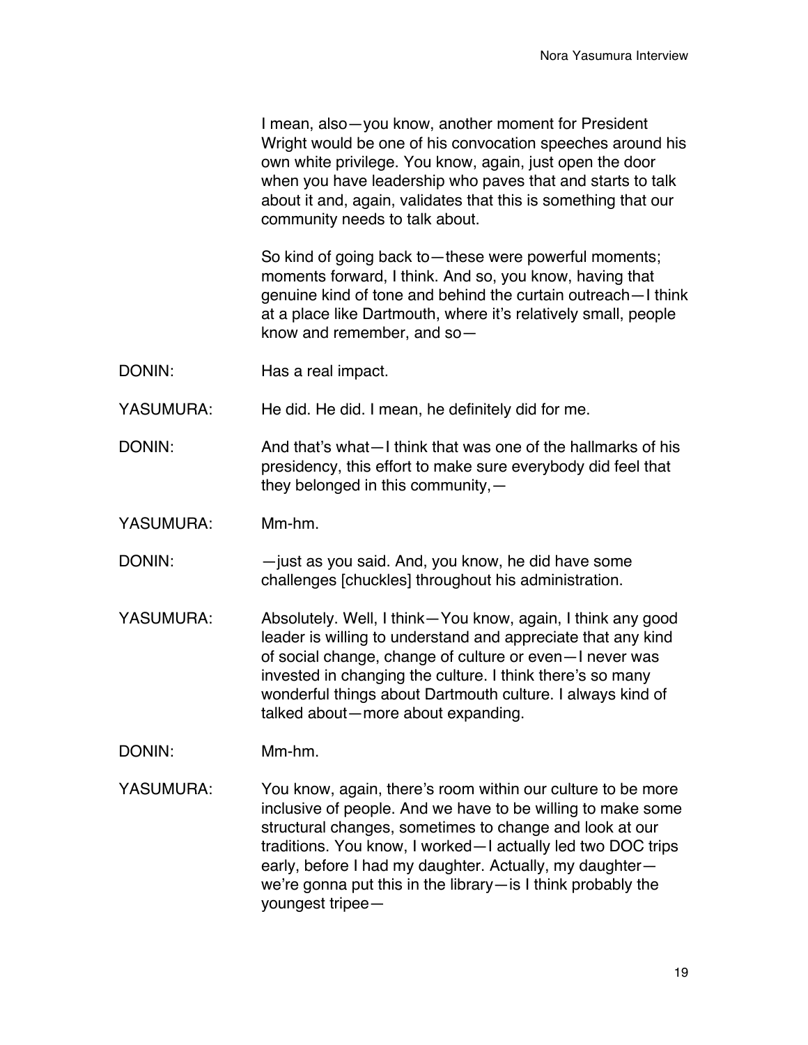I mean, also—you know, another moment for President Wright would be one of his convocation speeches around his own white privilege. You know, again, just open the door when you have leadership who paves that and starts to talk about it and, again, validates that this is something that our community needs to talk about.

So kind of going back to—these were powerful moments; moments forward, I think. And so, you know, having that genuine kind of tone and behind the curtain outreach—I think at a place like Dartmouth, where it's relatively small, people know and remember, and so—

DONIN: Has a real impact.

YASUMURA: He did. He did. I mean, he definitely did for me.

DONIN: And that's what—I think that was one of the hallmarks of his presidency, this effort to make sure everybody did feel that they belonged in this community,—

YASUMURA: Mm-hm.

DONIN: —just as you said. And, you know, he did have some challenges [chuckles] throughout his administration.

YASUMURA: Absolutely. Well, I think—You know, again, I think any good leader is willing to understand and appreciate that any kind of social change, change of culture or even—I never was invested in changing the culture. I think there's so many wonderful things about Dartmouth culture. I always kind of talked about—more about expanding.

DONIN: Mm-hm.

YASUMURA: You know, again, there's room within our culture to be more inclusive of people. And we have to be willing to make some structural changes, sometimes to change and look at our traditions. You know, I worked—I actually led two DOC trips early, before I had my daughter. Actually, my daughter—we're gonna put this in the library—is I think probably the youngest tripee—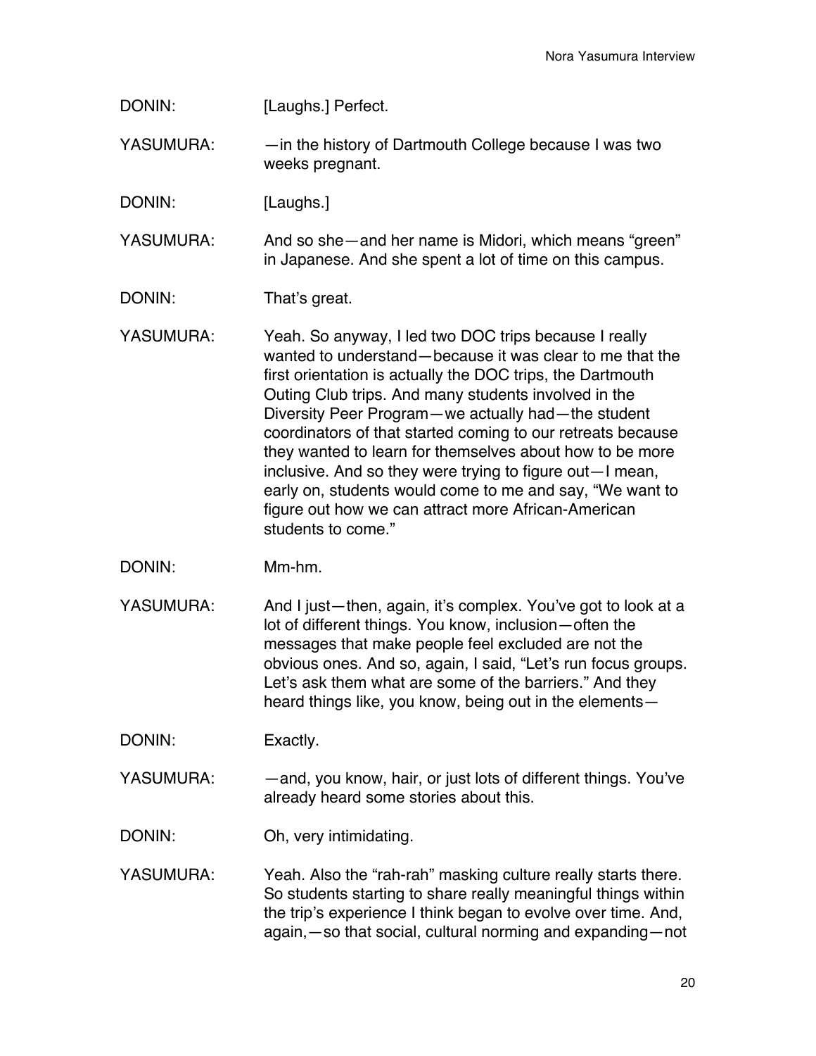DONIN: [Laughs.] Perfect.

YASUMURA: —in the history of Dartmouth College because I was two weeks pregnant.

DONIN: [Laughs.]

YASUMURA: And so she—and her name is Midori, which means "green" in Japanese. And she spent a lot of time on this campus.

DONIN: That's great.

YASUMURA: Yeah. So anyway, I led two DOC trips because I really wanted to understand—because it was clear to me that the first orientation is actually the DOC trips, the Dartmouth Outing Club trips. And many students involved in the Diversity Peer Program—we actually had—the student coordinators of that started coming to our retreats because they wanted to learn for themselves about how to be more inclusive. And so they were trying to figure out—I mean, early on, students would come to me and say, "We want to figure out how we can attract more African-American students to come."

DONIN: Mm-hm.

YASUMURA: And I just—then, again, it's complex. You've got to look at a lot of different things. You know, inclusion—often the messages that make people feel excluded are not the obvious ones. And so, again, I said, "Let's run focus groups. Let's ask them what are some of the barriers." And they heard things like, you know, being out in the elements—

DONIN: Exactly.

YASUMURA: —and, you know, hair, or just lots of different things. You've already heard some stories about this.

DONIN: Oh, very intimidating.

YASUMURA: Yeah. Also the "rah-rah" masking culture really starts there. So students starting to share really meaningful things within the trip's experience I think began to evolve over time. And, again,—so that social, cultural norming and expanding—not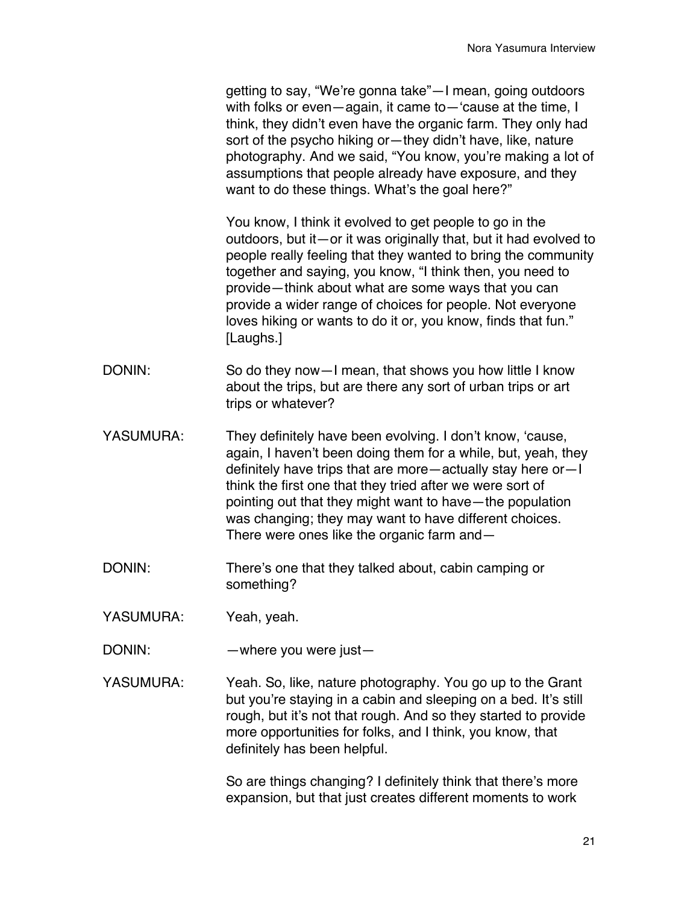getting to say, "We're gonna take"—I mean, going outdoors with folks or even—again, it came to—'cause at the time, I think, they didn't even have the organic farm. They only had sort of the psycho hiking or—they didn't have, like, nature photography. And we said, "You know, you're making a lot of assumptions that people already have exposure, and they want to do these things. What's the goal here?"

You know, I think it evolved to get people to go in the outdoors, but it—or it was originally that, but it had evolved to people really feeling that they wanted to bring the community together and saying, you know, "I think then, you need to provide—think about what are some ways that you can provide a wider range of choices for people. Not everyone loves hiking or wants to do it or, you know, finds that fun." [Laughs.]

DONIN: So do they now—I mean, that shows you how little I know about the trips, but are there any sort of urban trips or art trips or whatever?

YASUMURA: They definitely have been evolving. I don't know, 'cause, again, I haven't been doing them for a while, but, yeah, they definitely have trips that are more—actually stay here or—I think the first one that they tried after we were sort of pointing out that they might want to have—the population was changing; they may want to have different choices. There were ones like the organic farm and—

DONIN: There's one that they talked about, cabin camping or something?

YASUMURA: Yeah, yeah.

DONIN: —where you were just—

YASUMURA: Yeah. So, like, nature photography. You go up to the Grant but you're staying in a cabin and sleeping on a bed. It's still rough, but it's not that rough. And so they started to provide more opportunities for folks, and I think, you know, that definitely has been helpful.

So are things changing? I definitely think that there's more expansion, but that just creates different moments to work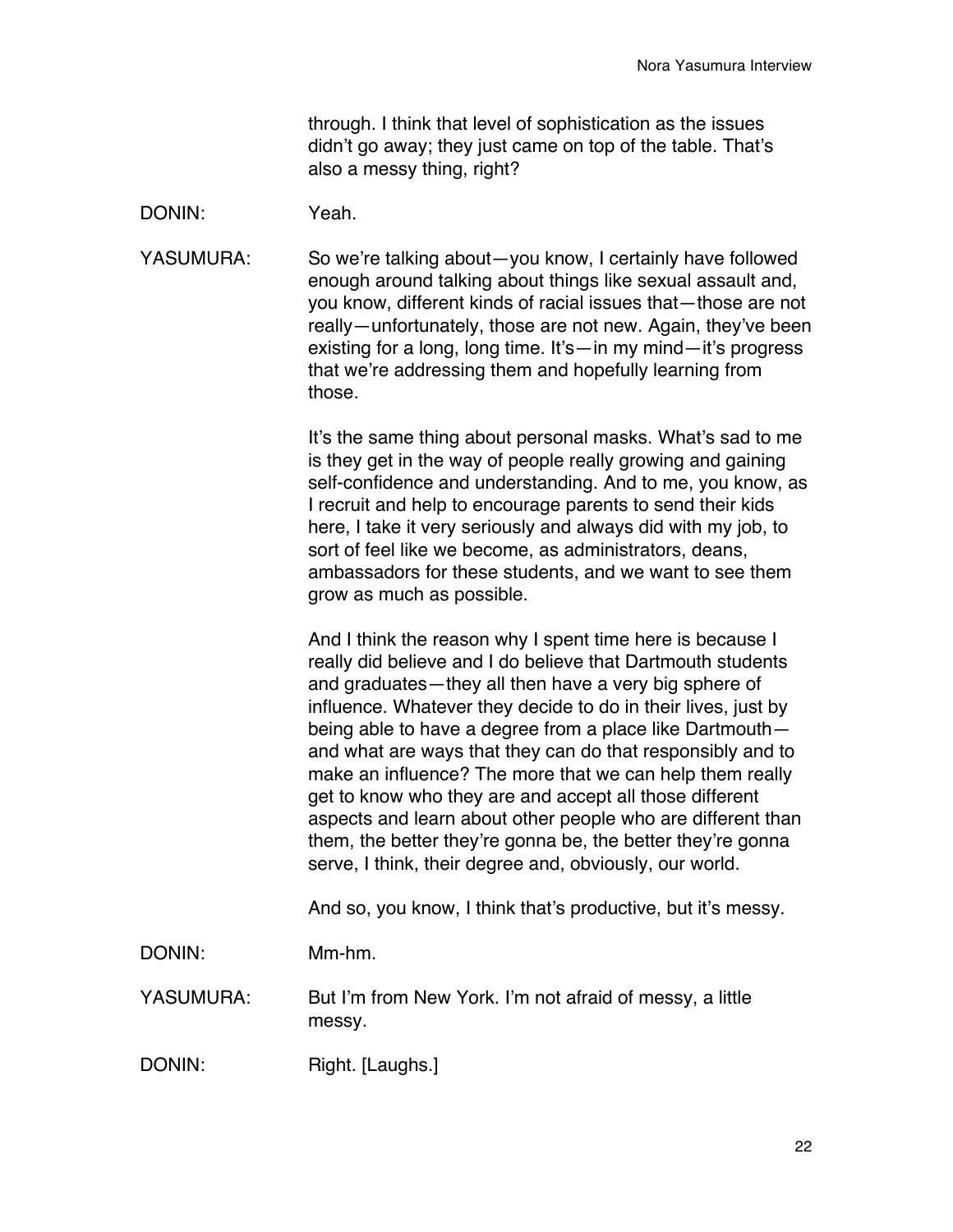through. I think that level of sophistication as the issues didn't go away; they just came on top of the table. That's also a messy thing, right?

DONIN: Yeah.

YASUMURA: So we're talking about—you know, I certainly have followed enough around talking about things like sexual assault and, you know, different kinds of racial issues that—those are not really—unfortunately, those are not new. Again, they've been existing for a long, long time. It's—in my mind—it's progress that we're addressing them and hopefully learning from those.

It's the same thing about personal masks. What's sad to me is they get in the way of people really growing and gaining self-confidence and understanding. And to me, you know, as I recruit and help to encourage parents to send their kids here, I take it very seriously and always did with my job, to sort of feel like we become, as administrators, deans, ambassadors for these students, and we want to see them grow as much as possible.

And I think the reason why I spent time here is because I really did believe and I do believe that Dartmouth students and graduates—they all then have a very big sphere of influence. Whatever they decide to do in their lives, just by being able to have a degree from a place like Dartmouth—and what are ways that they can do that responsibly and to make an influence? The more that we can help them really get to know who they are and accept all those different aspects and learn about other people who are different than them, the better they're gonna be, the better they're gonna serve, I think, their degree and, obviously, our world.

And so, you know, I think that's productive, but it's messy.

DONIN: Mm-hm.

YASUMURA: But I'm from New York. I'm not afraid of messy, a little messy.

DONIN: Right. [Laughs.]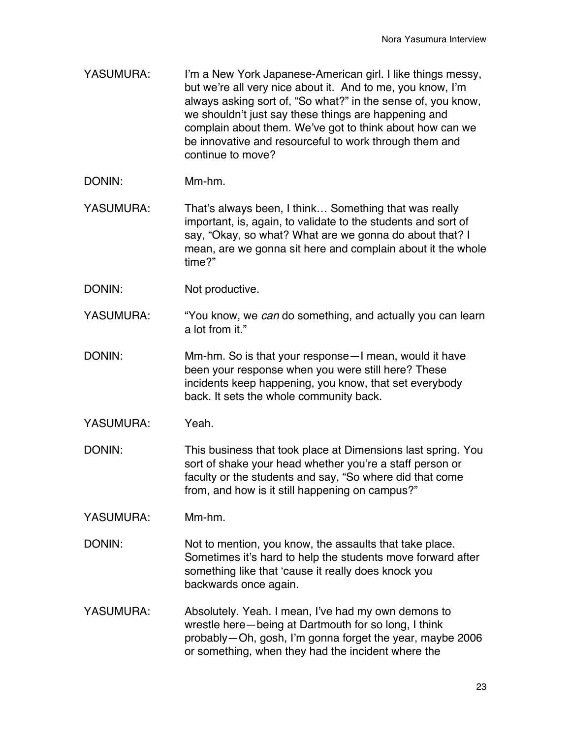YASUMURA: I'm a New York Japanese-American girl. I like things messy, but we're all very nice about it. And to me, you know, I'm always asking sort of, "So what?" in the sense of, you know, we shouldn't just say these things are happening and complain about them. We've got to think about how can we be innovative and resourceful to work through them and continue to move?

DONIN: Mm-hm.

YASUMURA: That's always been, I think… Something that was really important, is, again, to validate to the students and sort of say, "Okay, so what? What are we gonna do about that? I mean, are we gonna sit here and complain about it the whole time?"

DONIN: Not productive.

YASUMURA: "You know, we *can* do something, and actually you can learn a lot from it."

DONIN: Mm-hm. So is that your response—I mean, would it have been your response when you were still here? These incidents keep happening, you know, that set everybody back. It sets the whole community back.

YASUMURA: Yeah.

DONIN: This business that took place at Dimensions last spring. You sort of shake your head whether you're a staff person or faculty or the students and say, "So where did that come from, and how is it still happening on campus?"

YASUMURA: Mm-hm.

DONIN: Not to mention, you know, the assaults that take place. Sometimes it's hard to help the students move forward after something like that 'cause it really does knock you backwards once again.

YASUMURA: Absolutely. Yeah. I mean, I've had my own demons to wrestle here—being at Dartmouth for so long, I think probably—Oh, gosh, I'm gonna forget the year, maybe 2006 or something, when they had the incident where the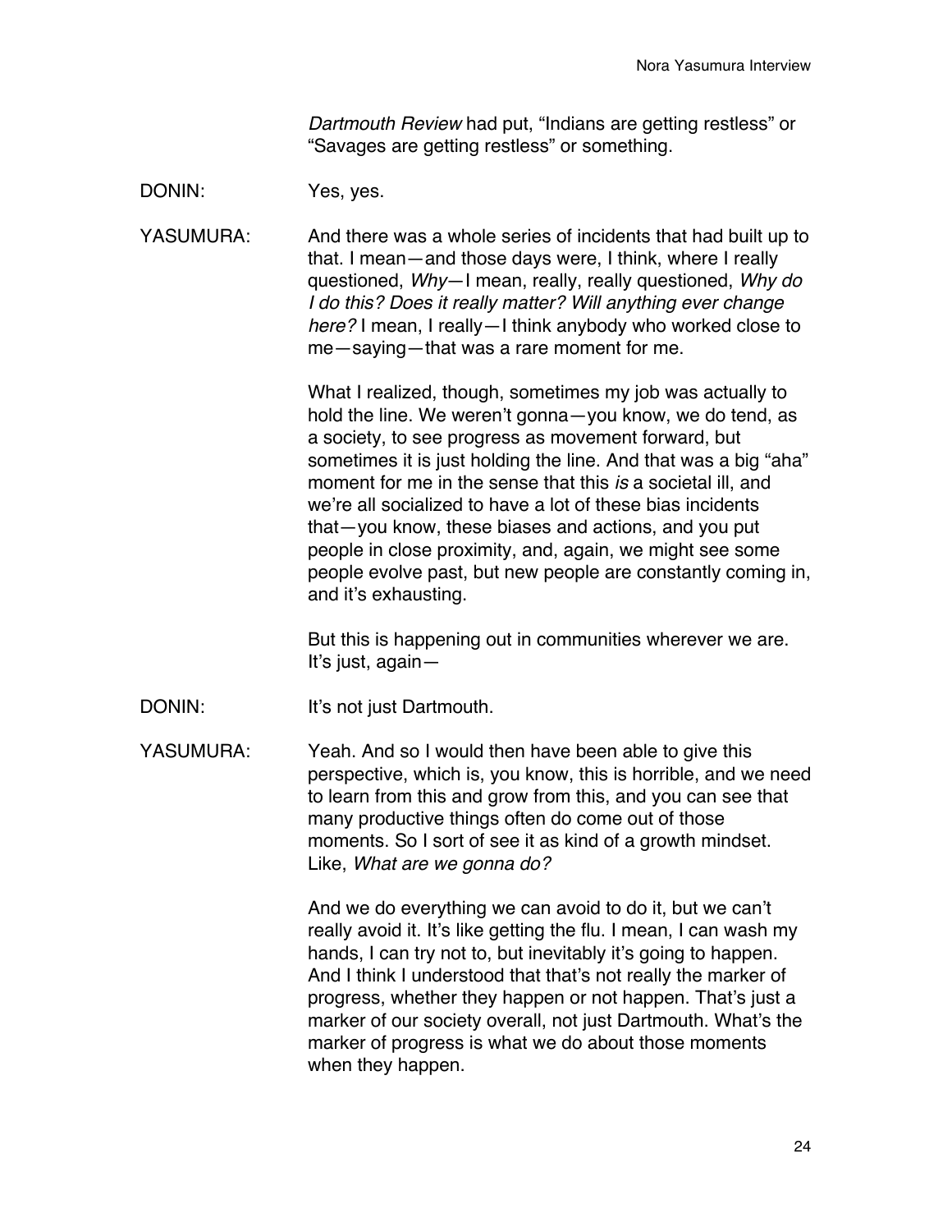*Dartmouth Review* had put, "Indians are getting restless" or "Savages are getting restless" or something.

DONIN: Yes, yes.

YASUMURA: And there was a whole series of incidents that had built up to that. I mean—and those days were, I think, where I really questioned, *Why*—I mean, really, really questioned, *Why do I do this? Does it really matter? Will anything ever change here?* I mean, I really—I think anybody who worked close to me—saying—that was a rare moment for me.

What I realized, though, sometimes my job was actually to hold the line. We weren't gonna—you know, we do tend, as a society, to see progress as movement forward, but sometimes it is just holding the line. And that was a big "aha" moment for me in the sense that this *is* a societal ill, and we're all socialized to have a lot of these bias incidents that—you know, these biases and actions, and you put people in close proximity, and, again, we might see some people evolve past, but new people are constantly coming in, and it's exhausting.

But this is happening out in communities wherever we are. It's just, again—

DONIN: It's not just Dartmouth.

YASUMURA: Yeah. And so I would then have been able to give this perspective, which is, you know, this is horrible, and we need to learn from this and grow from this, and you can see that many productive things often do come out of those moments. So I sort of see it as kind of a growth mindset. Like, *What are we gonna do?*

And we do everything we can avoid to do it, but we can't really avoid it. It's like getting the flu. I mean, I can wash my hands, I can try not to, but inevitably it's going to happen. And I think I understood that that's not really the marker of progress, whether they happen or not happen. That's just a marker of our society overall, not just Dartmouth. What's the marker of progress is what we do about those moments when they happen.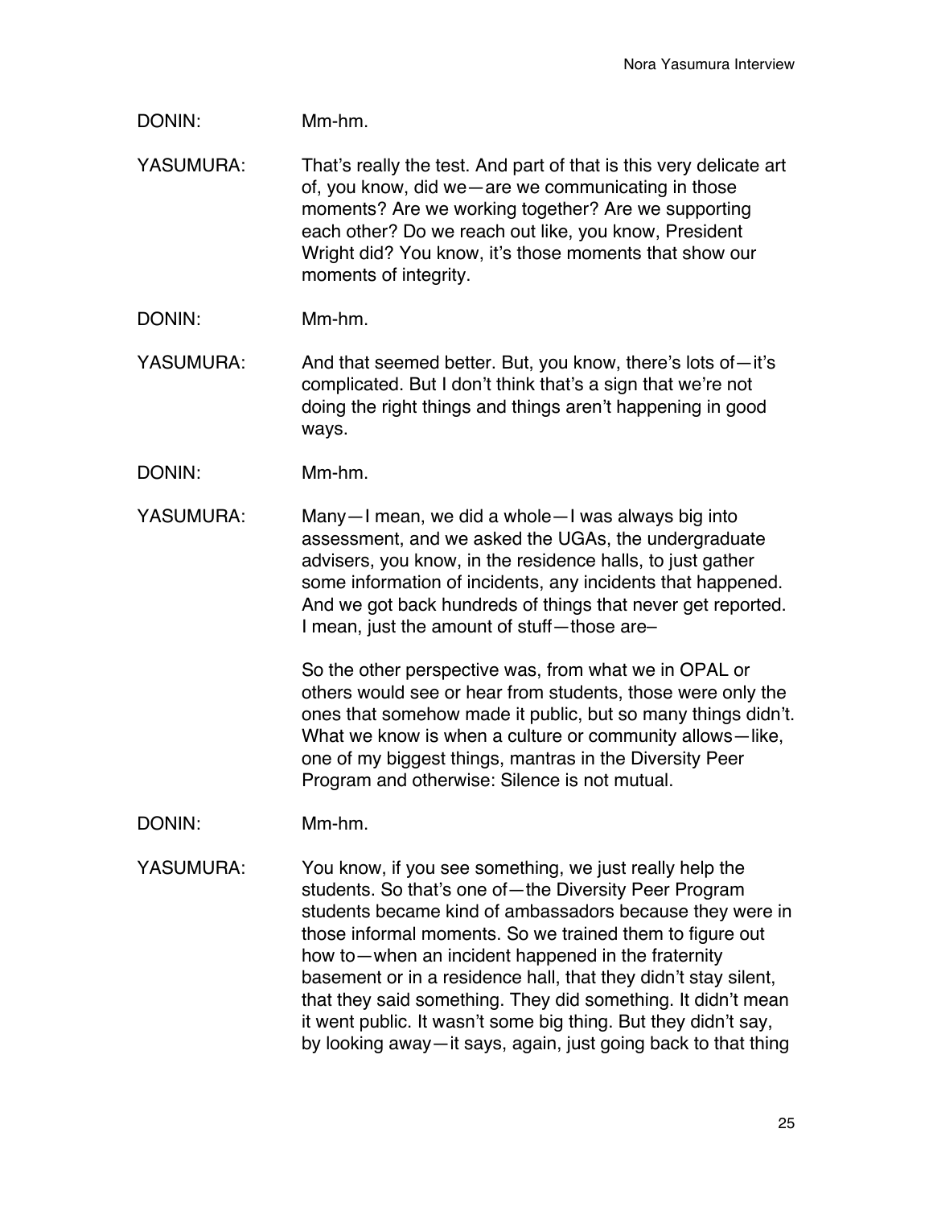DONIN: Mm-hm.

YASUMURA: That's really the test. And part of that is this very delicate art of, you know, did we—are we communicating in those moments? Are we working together? Are we supporting each other? Do we reach out like, you know, President Wright did? You know, it's those moments that show our moments of integrity.

DONIN: Mm-hm.

YASUMURA: And that seemed better. But, you know, there's lots of—it's complicated. But I don't think that's a sign that we're not doing the right things and things aren't happening in good ways.

DONIN: Mm-hm.

YASUMURA: Many—I mean, we did a whole—I was always big into assessment, and we asked the UGAs, the undergraduate advisers, you know, in the residence halls, to just gather some information of incidents, any incidents that happened. And we got back hundreds of things that never get reported. I mean, just the amount of stuff—those are–

So the other perspective was, from what we in OPAL or others would see or hear from students, those were only the ones that somehow made it public, but so many things didn't. What we know is when a culture or community allows—like, one of my biggest things, mantras in the Diversity Peer Program and otherwise: Silence is not mutual.

DONIN: Mm-hm.

YASUMURA: You know, if you see something, we just really help the students. So that's one of—the Diversity Peer Program students became kind of ambassadors because they were in those informal moments. So we trained them to figure out how to—when an incident happened in the fraternity basement or in a residence hall, that they didn't stay silent, that they said something. They did something. It didn't mean it went public. It wasn't some big thing. But they didn't say, by looking away—it says, again, just going back to that thing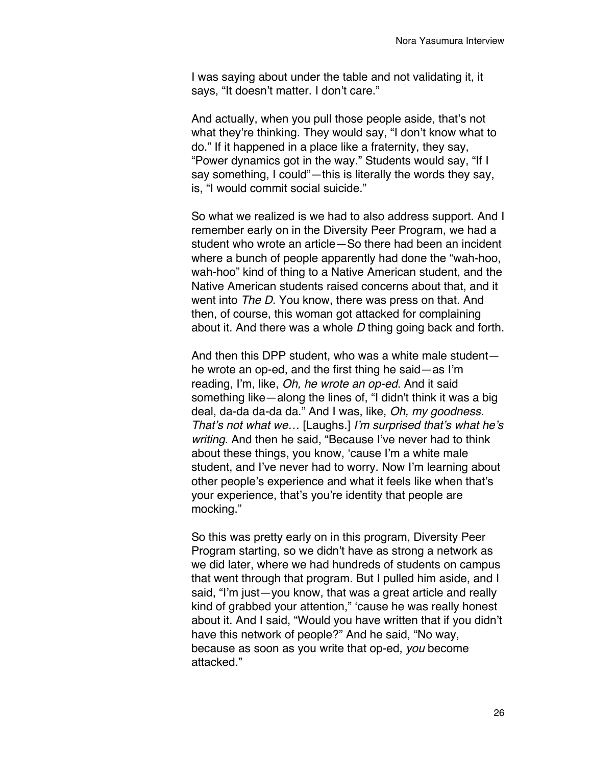I was saying about under the table and not validating it, it says, "It doesn't matter. I don't care."

And actually, when you pull those people aside, that's not what they're thinking. They would say, "I don't know what to do." If it happened in a place like a fraternity, they say, "Power dynamics got in the way." Students would say, "If I say something, I could"—this is literally the words they say, is, "I would commit social suicide."

So what we realized is we had to also address support. And I remember early on in the Diversity Peer Program, we had a student who wrote an article—So there had been an incident where a bunch of people apparently had done the "wah-hoo, wah-hoo" kind of thing to a Native American student, and the Native American students raised concerns about that, and it went into *The D*. You know, there was press on that. And then, of course, this woman got attacked for complaining about it. And there was a whole *D* thing going back and forth.

And then this DPP student, who was a white male student—he wrote an op-ed, and the first thing he said—as I'm reading, I'm, like, *Oh, he wrote an op-ed*. And it said something like—along the lines of, "I didn't think it was a big deal, da-da da-da da." And I was, like, *Oh, my goodness. That's not what we…* [Laughs.] *I'm surprised that's what he's writing.* And then he said, "Because I've never had to think about these things, you know, 'cause I'm a white male student, and I've never had to worry. Now I'm learning about other people's experience and what it feels like when that's your experience, that's you're identity that people are mocking."

So this was pretty early on in this program, Diversity Peer Program starting, so we didn't have as strong a network as we did later, where we had hundreds of students on campus that went through that program. But I pulled him aside, and I said, "I'm just—you know, that was a great article and really kind of grabbed your attention," 'cause he was really honest about it. And I said, "Would you have written that if you didn't have this network of people?" And he said, "No way, because as soon as you write that op-ed, *you* become attacked."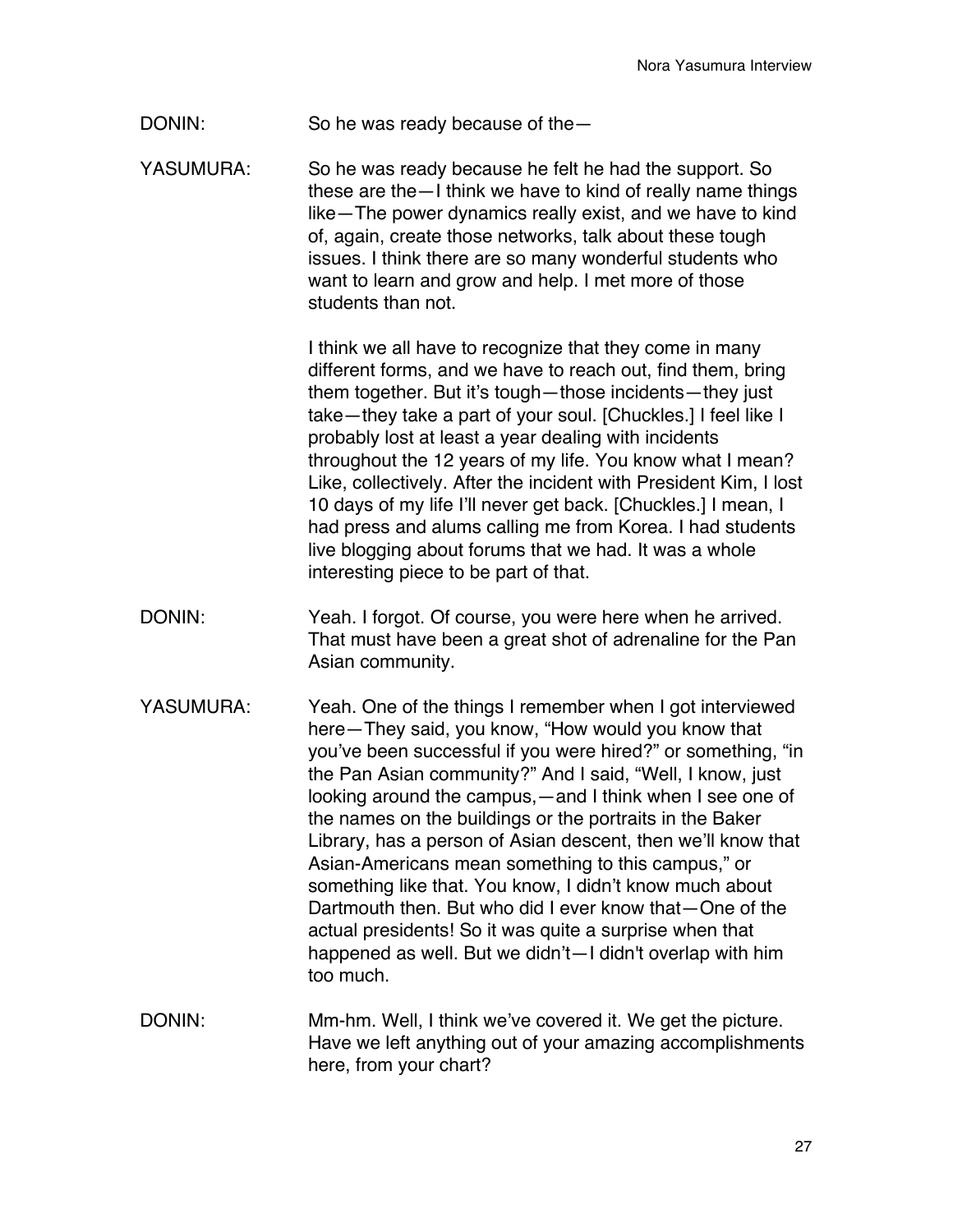DONIN: So he was ready because of the—

YASUMURA: So he was ready because he felt he had the support. So these are the—I think we have to kind of really name things like—The power dynamics really exist, and we have to kind of, again, create those networks, talk about these tough issues. I think there are so many wonderful students who want to learn and grow and help. I met more of those students than not.

I think we all have to recognize that they come in many different forms, and we have to reach out, find them, bring them together. But it's tough—those incidents—they just take—they take a part of your soul. [Chuckles.] I feel like I probably lost at least a year dealing with incidents throughout the 12 years of my life. You know what I mean? Like, collectively. After the incident with President Kim, I lost 10 days of my life I'll never get back. [Chuckles.] I mean, I had press and alums calling me from Korea. I had students live blogging about forums that we had. It was a whole interesting piece to be part of that.

DONIN: Yeah. I forgot. Of course, you were here when he arrived. That must have been a great shot of adrenaline for the Pan Asian community.

YASUMURA: Yeah. One of the things I remember when I got interviewed here—They said, you know, "How would you know that you've been successful if you were hired?" or something, "in the Pan Asian community?" And I said, "Well, I know, just looking around the campus,—and I think when I see one of the names on the buildings or the portraits in the Baker Library, has a person of Asian descent, then we'll know that Asian-Americans mean something to this campus," or something like that. You know, I didn't know much about Dartmouth then. But who did I ever know that—One of the actual presidents! So it was quite a surprise when that happened as well. But we didn't—I didn't overlap with him too much.

DONIN: Mm-hm. Well, I think we've covered it. We get the picture. Have we left anything out of your amazing accomplishments here, from your chart?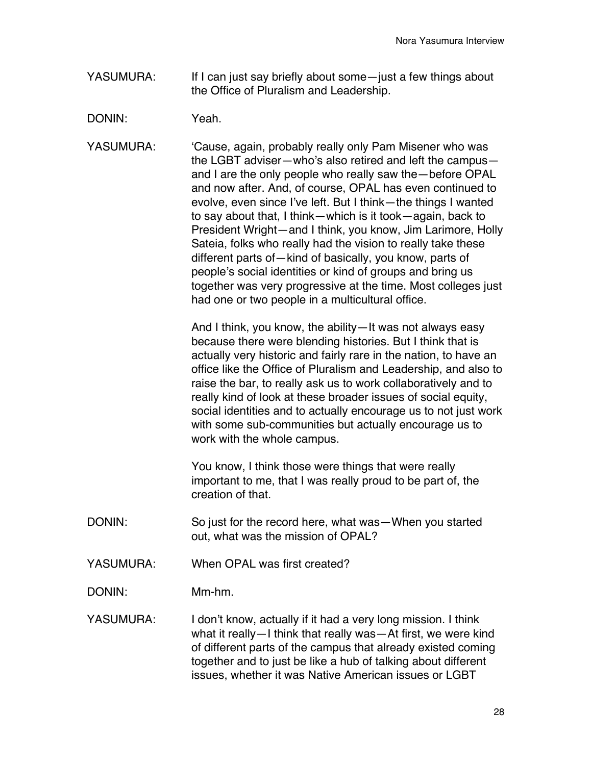YASUMURA: If I can just say briefly about some—just a few things about the Office of Pluralism and Leadership.

DONIN: Yeah.

YASUMURA: 'Cause, again, probably really only Pam Misener who was the LGBT adviser—who's also retired and left the campus—and I are the only people who really saw the—before OPAL and now after. And, of course, OPAL has even continued to evolve, even since I've left. But I think—the things I wanted to say about that, I think—which is it took—again, back to President Wright—and I think, you know, Jim Larimore, Holly Sateia, folks who really had the vision to really take these different parts of—kind of basically, you know, parts of people's social identities or kind of groups and bring us together was very progressive at the time. Most colleges just had one or two people in a multicultural office.

And I think, you know, the ability—It was not always easy because there were blending histories. But I think that is actually very historic and fairly rare in the nation, to have an office like the Office of Pluralism and Leadership, and also to raise the bar, to really ask us to work collaboratively and to really kind of look at these broader issues of social equity, social identities and to actually encourage us to not just work with some sub-communities but actually encourage us to work with the whole campus.

You know, I think those were things that were really important to me, that I was really proud to be part of, the creation of that.

DONIN: So just for the record here, what was—When you started out, what was the mission of OPAL?

YASUMURA: When OPAL was first created?

DONIN: Mm-hm.

YASUMURA: I don't know, actually if it had a very long mission. I think what it really—I think that really was—At first, we were kind of different parts of the campus that already existed coming together and to just be like a hub of talking about different issues, whether it was Native American issues or LGBT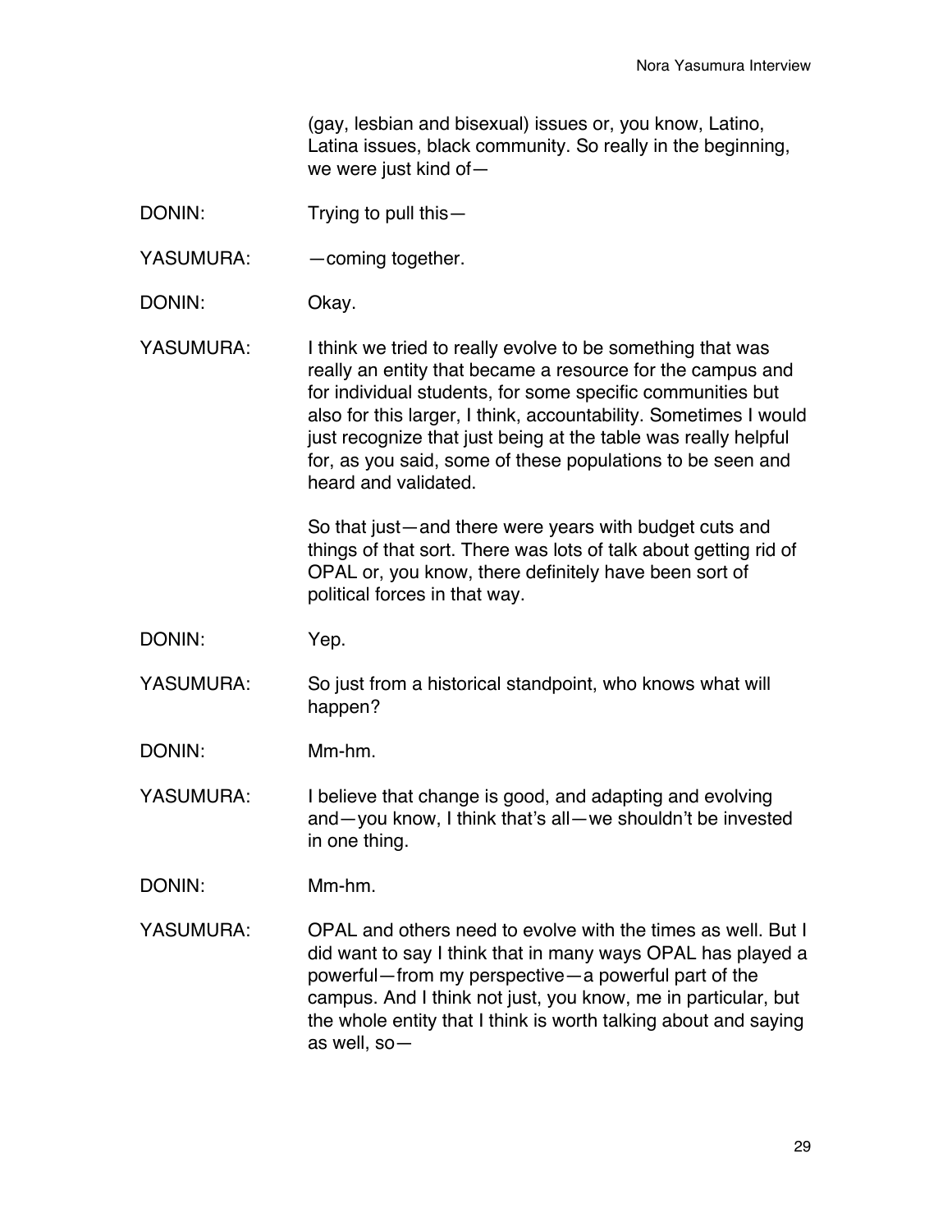(gay, lesbian and bisexual) issues or, you know, Latino, Latina issues, black community. So really in the beginning, we were just kind of—

DONIN: Trying to pull this—

YASUMURA: —coming together.

DONIN: Okay.

YASUMURA: I think we tried to really evolve to be something that was really an entity that became a resource for the campus and for individual students, for some specific communities but also for this larger, I think, accountability. Sometimes I would just recognize that just being at the table was really helpful for, as you said, some of these populations to be seen and heard and validated.

So that just—and there were years with budget cuts and things of that sort. There was lots of talk about getting rid of OPAL or, you know, there definitely have been sort of political forces in that way.

DONIN: Yep.

YASUMURA: So just from a historical standpoint, who knows what will happen?

DONIN: Mm-hm.

YASUMURA: I believe that change is good, and adapting and evolving and—you know, I think that's all—we shouldn't be invested in one thing.

DONIN: Mm-hm.

YASUMURA: OPAL and others need to evolve with the times as well. But I did want to say I think that in many ways OPAL has played a powerful—from my perspective—a powerful part of the campus. And I think not just, you know, me in particular, but the whole entity that I think is worth talking about and saying as well, so—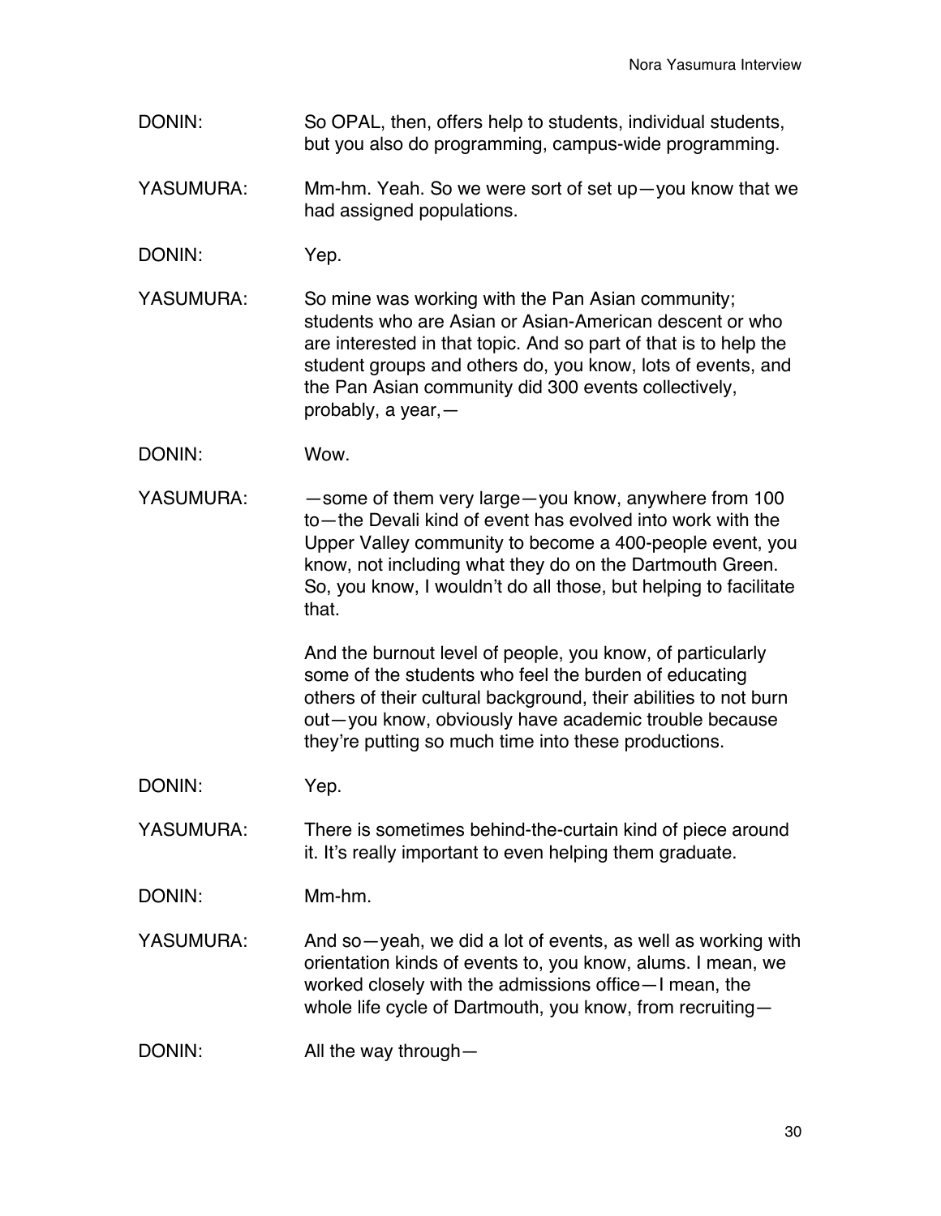DONIN: So OPAL, then, offers help to students, individual students, but you also do programming, campus-wide programming.

YASUMURA: Mm-hm. Yeah. So we were sort of set up—you know that we had assigned populations.

DONIN: Yep.

YASUMURA: So mine was working with the Pan Asian community; students who are Asian or Asian-American descent or who are interested in that topic. And so part of that is to help the student groups and others do, you know, lots of events, and the Pan Asian community did 300 events collectively, probably, a year,—

DONIN: Wow.

YASUMURA: —some of them very large—you know, anywhere from 100 to—the Devali kind of event has evolved into work with the Upper Valley community to become a 400-people event, you know, not including what they do on the Dartmouth Green. So, you know, I wouldn't do all those, but helping to facilitate that.

And the burnout level of people, you know, of particularly some of the students who feel the burden of educating others of their cultural background, their abilities to not burn out—you know, obviously have academic trouble because they're putting so much time into these productions.

DONIN: Yep.

YASUMURA: There is sometimes behind-the-curtain kind of piece around it. It's really important to even helping them graduate.

DONIN: Mm-hm.

YASUMURA: And so—yeah, we did a lot of events, as well as working with orientation kinds of events to, you know, alums. I mean, we worked closely with the admissions office—I mean, the whole life cycle of Dartmouth, you know, from recruiting—

DONIN: All the way through—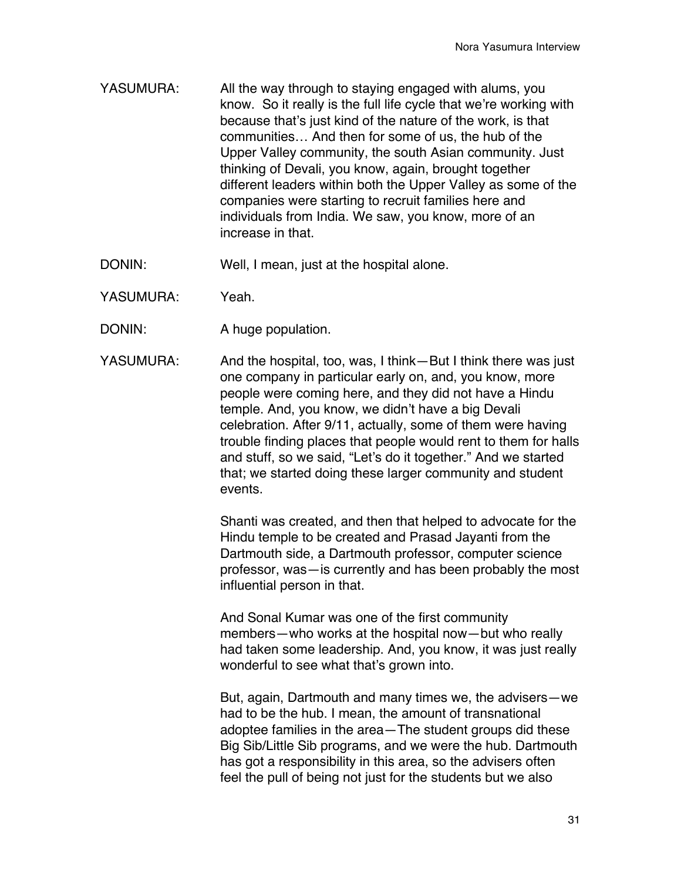YASUMURA: All the way through to staying engaged with alums, you know. So it really is the full life cycle that we're working with because that's just kind of the nature of the work, is that communities… And then for some of us, the hub of the Upper Valley community, the south Asian community. Just thinking of Devali, you know, again, brought together different leaders within both the Upper Valley as some of the companies were starting to recruit families here and individuals from India. We saw, you know, more of an increase in that.

DONIN: Well, I mean, just at the hospital alone.

YASUMURA: Yeah.

DONIN: A huge population.

YASUMURA: And the hospital, too, was, I think—But I think there was just one company in particular early on, and, you know, more people were coming here, and they did not have a Hindu temple. And, you know, we didn't have a big Devali celebration. After 9/11, actually, some of them were having trouble finding places that people would rent to them for halls and stuff, so we said, "Let's do it together." And we started that; we started doing these larger community and student events.

Shanti was created, and then that helped to advocate for the Hindu temple to be created and Prasad Jayanti from the Dartmouth side, a Dartmouth professor, computer science professor, was—is currently and has been probably the most influential person in that.

And Sonal Kumar was one of the first community members—who works at the hospital now—but who really had taken some leadership. And, you know, it was just really wonderful to see what that's grown into.

But, again, Dartmouth and many times we, the advisers—we had to be the hub. I mean, the amount of transnational adoptee families in the area—The student groups did these Big Sib/Little Sib programs, and we were the hub. Dartmouth has got a responsibility in this area, so the advisers often feel the pull of being not just for the students but we also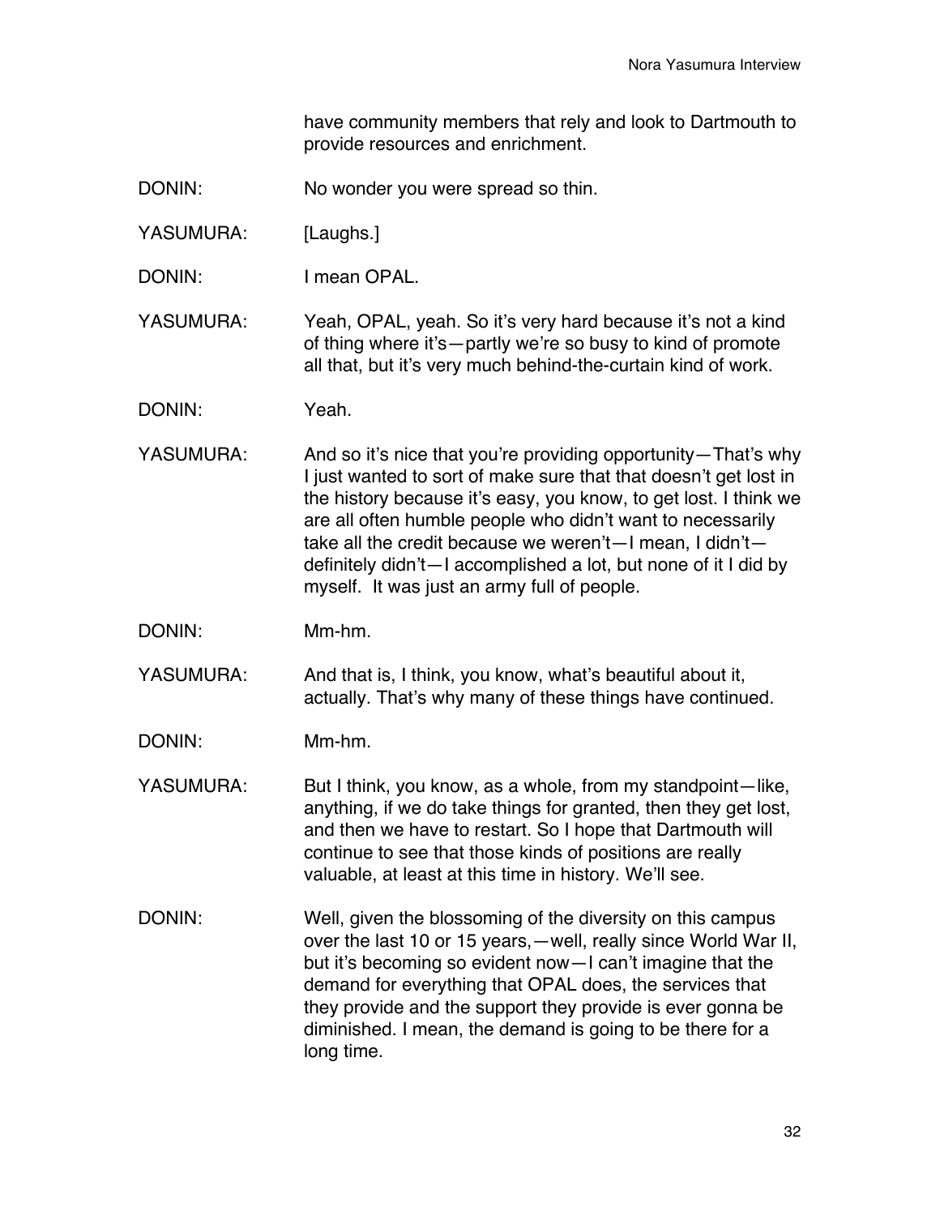have community members that rely and look to Dartmouth to provide resources and enrichment.

DONIN: No wonder you were spread so thin.

YASUMURA: [Laughs.]

DONIN: I mean OPAL.

YASUMURA: Yeah, OPAL, yeah. So it's very hard because it's not a kind of thing where it's—partly we're so busy to kind of promote all that, but it's very much behind-the-curtain kind of work.

DONIN: Yeah.

YASUMURA: And so it's nice that you're providing opportunity—That's why I just wanted to sort of make sure that that doesn't get lost in the history because it's easy, you know, to get lost. I think we are all often humble people who didn't want to necessarily take all the credit because we weren't—I mean, I didn't—definitely didn't—I accomplished a lot, but none of it I did by myself. It was just an army full of people.

DONIN: Mm-hm.

YASUMURA: And that is, I think, you know, what's beautiful about it, actually. That's why many of these things have continued.

DONIN: Mm-hm.

YASUMURA: But I think, you know, as a whole, from my standpoint—like, anything, if we do take things for granted, then they get lost, and then we have to restart. So I hope that Dartmouth will continue to see that those kinds of positions are really valuable, at least at this time in history. We'll see.

DONIN: Well, given the blossoming of the diversity on this campus over the last 10 or 15 years,—well, really since World War II, but it's becoming so evident now—I can't imagine that the demand for everything that OPAL does, the services that they provide and the support they provide is ever gonna be diminished. I mean, the demand is going to be there for a long time.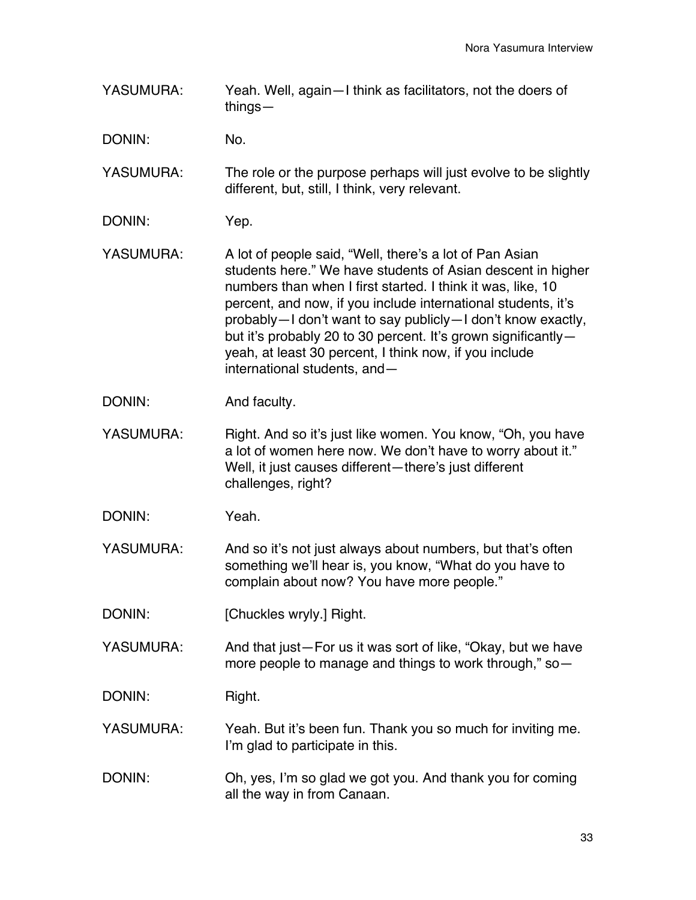YASUMURA: Yeah. Well, again—I think as facilitators, not the doers of things—

DONIN: No.

YASUMURA: The role or the purpose perhaps will just evolve to be slightly different, but, still, I think, very relevant.

DONIN: Yep.

YASUMURA: A lot of people said, "Well, there's a lot of Pan Asian students here." We have students of Asian descent in higher numbers than when I first started. I think it was, like, 10 percent, and now, if you include international students, it's probably—I don't want to say publicly—I don't know exactly, but it's probably 20 to 30 percent. It's grown significantly—yeah, at least 30 percent, I think now, if you include international students, and—

DONIN: And faculty.

YASUMURA: Right. And so it's just like women. You know, "Oh, you have a lot of women here now. We don't have to worry about it." Well, it just causes different—there's just different challenges, right?

DONIN: Yeah.

YASUMURA: And so it's not just always about numbers, but that's often something we'll hear is, you know, "What do you have to complain about now? You have more people."

DONIN: [Chuckles wryly.] Right.

YASUMURA: And that just—For us it was sort of like, "Okay, but we have more people to manage and things to work through," so—

DONIN: Right.

YASUMURA: Yeah. But it's been fun. Thank you so much for inviting me. I'm glad to participate in this.

DONIN: Oh, yes, I'm so glad we got you. And thank you for coming all the way in from Canaan.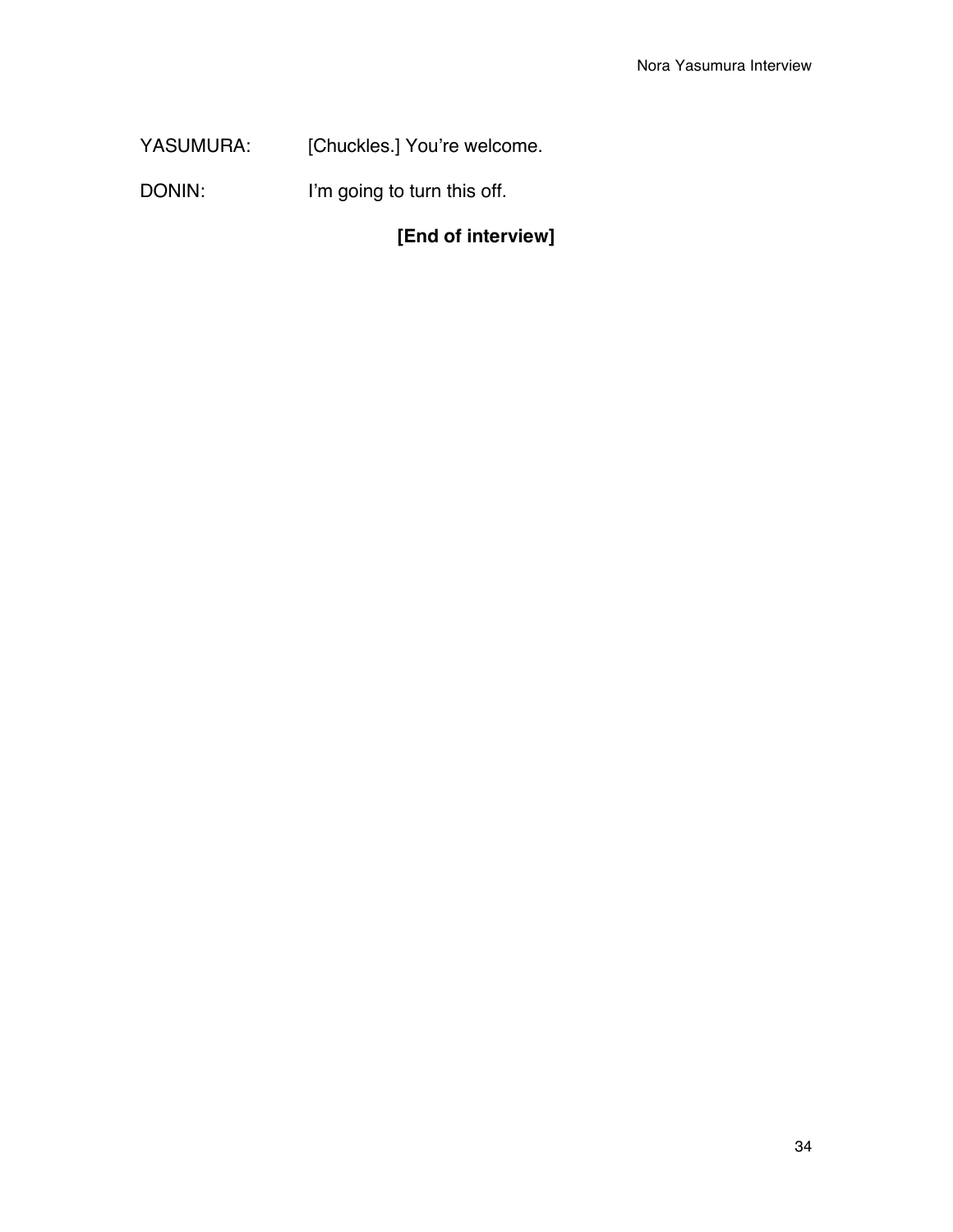YASUMURA: [Chuckles.] You're welcome.

DONIN: I'm going to turn this off.

**[End of interview]**